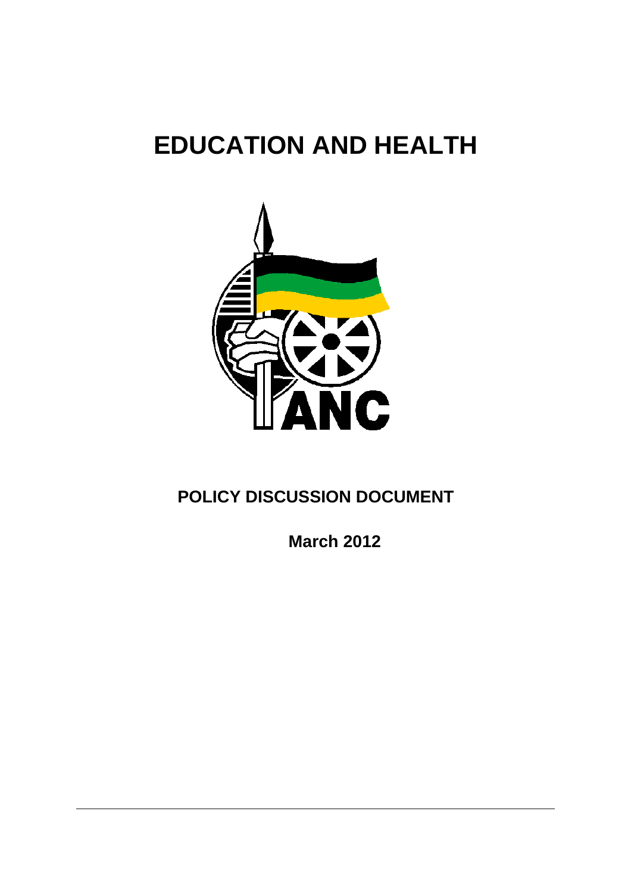# EDUCATION AND HEALTH

## POLICY DISCUSSION DOCUMENT

**March 2012**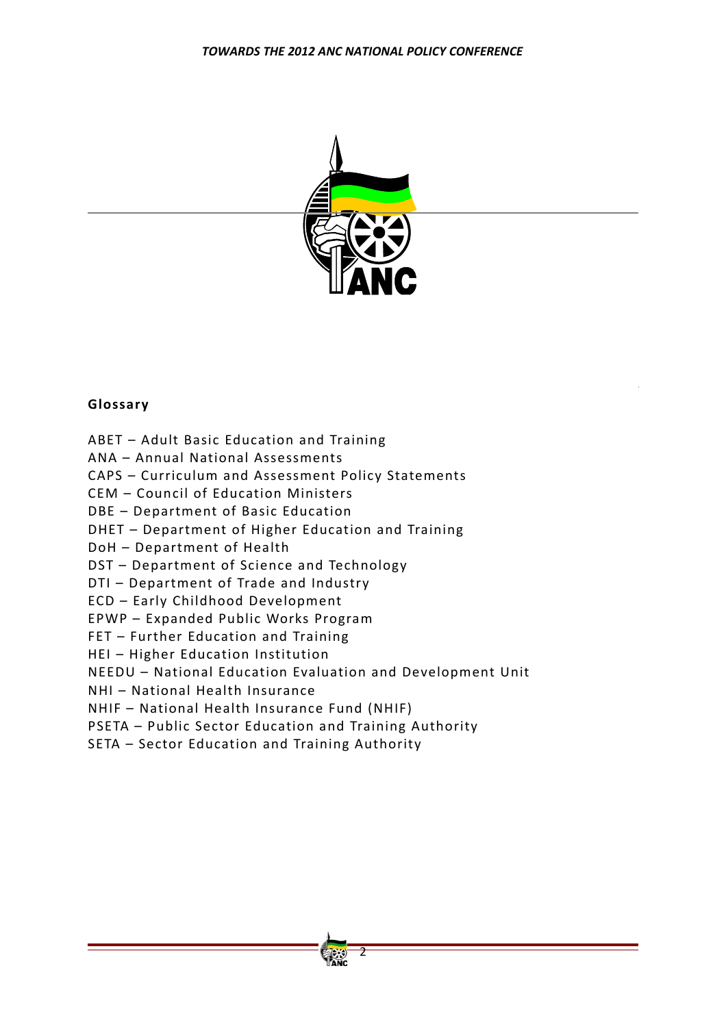## Glossary

ABET – Adult Basic Education and Training
ANA – Annual National Assessments
CAPS – Curriculum and Assessment Policy Statements
CEM – Council of Education Ministers
DBE – Department of Basic Education
DHET – Department of Higher Education and Training
DoH – Department of Health
DST – Department of Science and Technology
DTI – Department of Trade and Industry
ECD – Early Childhood Development
EPWP – Expanded Public Works Program
FET – Further Education and Training
HEI – Higher Education Institution
NEEDU – National Education Evaluation and Development Unit
NHI – National Health Insurance
NHIF – National Health Insurance Fund (NHIF)
PSETA – Public Sector Education and Training Authority
SETA – Sector Education and Training Authority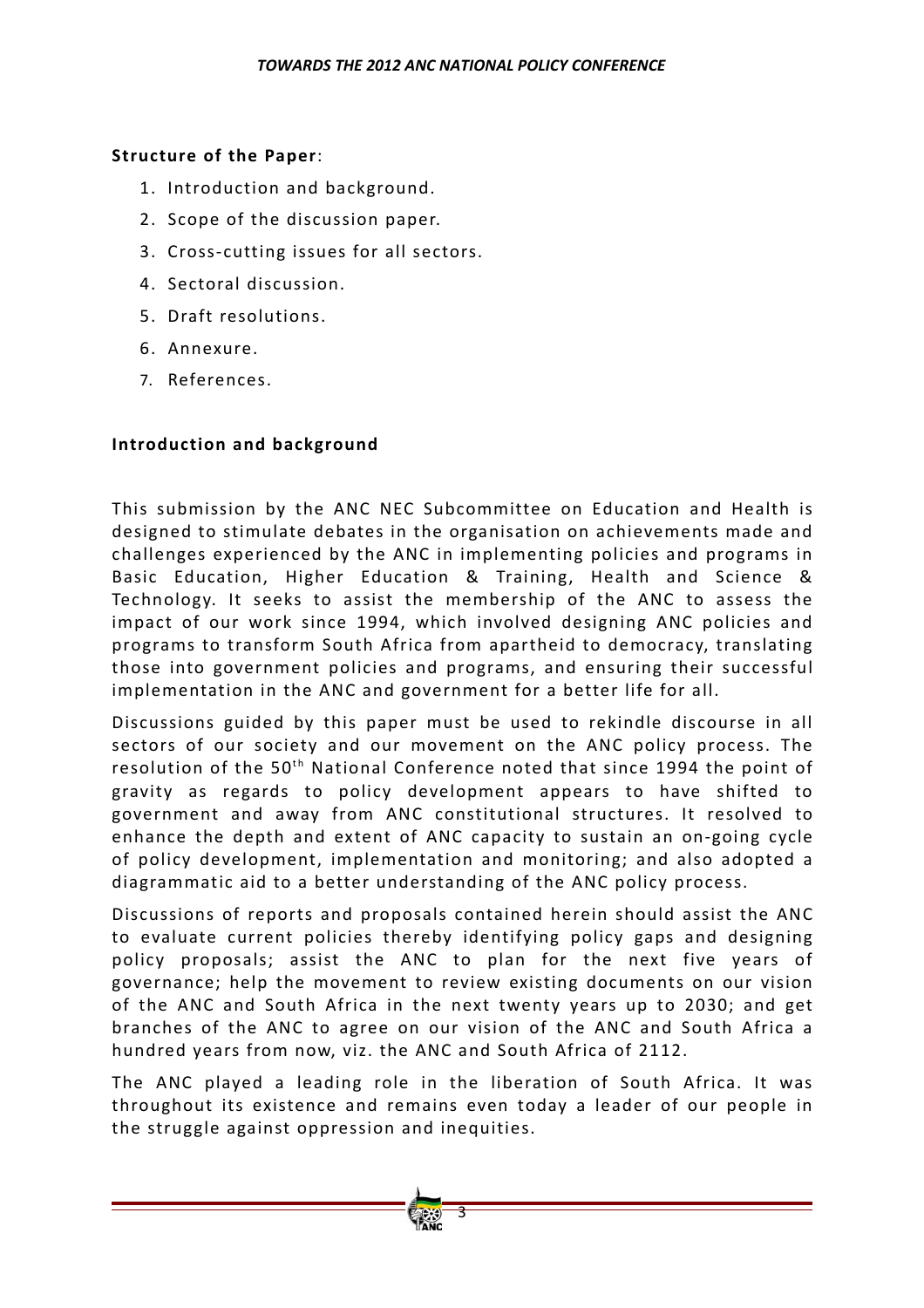**Structure of the Paper**:

1. Introduction and background.
2. Scope of the discussion paper.
3. Cross-cutting issues for all sectors.
4. Sectoral discussion.
5. Draft resolutions.
6. Annexure.
7. References.

**Introduction and background**

This submission by the ANC NEC Subcommittee on Education and Health is designed to stimulate debates in the organisation on achievements made and challenges experienced by the ANC in implementing policies and programs in Basic Education, Higher Education & Training, Health and Science & Technology. It seeks to assist the membership of the ANC to assess the impact of our work since 1994, which involved designing ANC policies and programs to transform South Africa from apartheid to democracy, translating those into government policies and programs, and ensuring their successful implementation in the ANC and government for a better life for all.

Discussions guided by this paper must be used to rekindle discourse in all sectors of our society and our movement on the ANC policy process. The resolution of the 50th National Conference noted that since 1994 the point of gravity as regards to policy development appears to have shifted to government and away from ANC constitutional structures. It resolved to enhance the depth and extent of ANC capacity to sustain an on-going cycle of policy development, implementation and monitoring; and also adopted a diagrammatic aid to a better understanding of the ANC policy process.

Discussions of reports and proposals contained herein should assist the ANC to evaluate current policies thereby identifying policy gaps and designing policy proposals; assist the ANC to plan for the next five years of governance; help the movement to review existing documents on our vision of the ANC and South Africa in the next twenty years up to 2030; and get branches of the ANC to agree on our vision of the ANC and South Africa a hundred years from now, viz. the ANC and South Africa of 2112.

The ANC played a leading role in the liberation of South Africa. It was throughout its existence and remains even today a leader of our people in the struggle against oppression and inequities.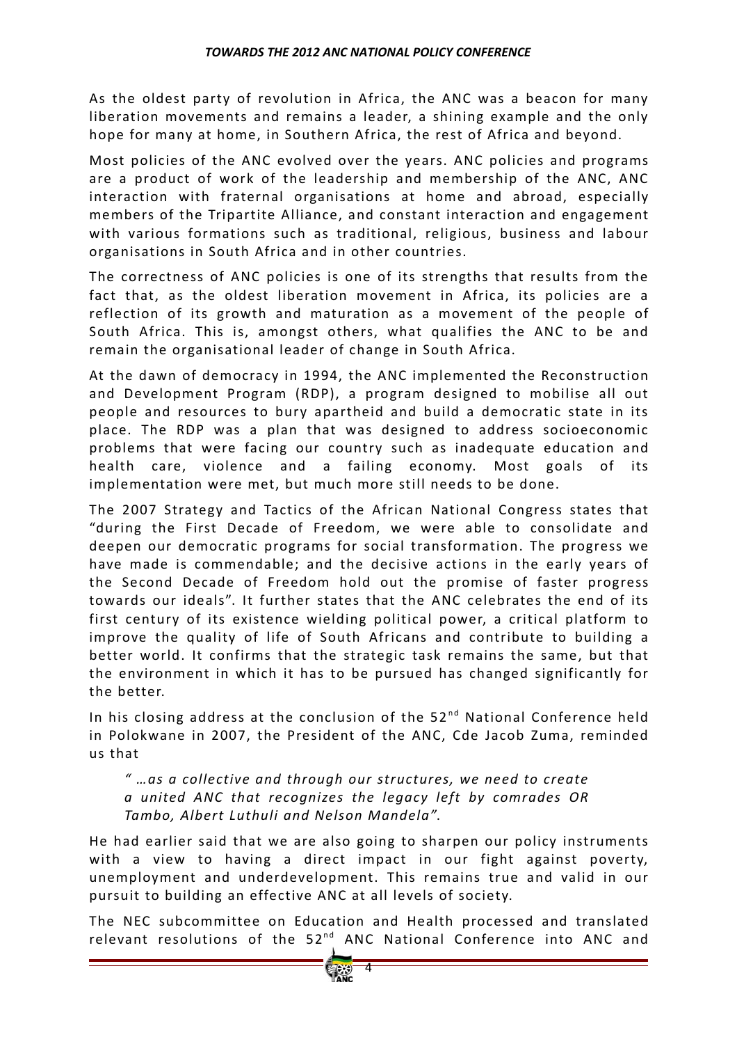As the oldest party of revolution in Africa, the ANC was a beacon for many liberation movements and remains a leader, a shining example and the only hope for many at home, in Southern Africa, the rest of Africa and beyond.

Most policies of the ANC evolved over the years. ANC policies and programs are a product of work of the leadership and membership of the ANC, ANC interaction with fraternal organisations at home and abroad, especially members of the Tripartite Alliance, and constant interaction and engagement with various formations such as traditional, religious, business and labour organisations in South Africa and in other countries.

The correctness of ANC policies is one of its strengths that results from the fact that, as the oldest liberation movement in Africa, its policies are a reflection of its growth and maturation as a movement of the people of South Africa. This is, amongst others, what qualifies the ANC to be and remain the organisational leader of change in South Africa.

At the dawn of democracy in 1994, the ANC implemented the Reconstruction and Development Program (RDP), a program designed to mobilise all out people and resources to bury apartheid and build a democratic state in its place. The RDP was a plan that was designed to address socioeconomic problems that were facing our country such as inadequate education and health care, violence and a failing economy. Most goals of its implementation were met, but much more still needs to be done.

The 2007 Strategy and Tactics of the African National Congress states that "during the First Decade of Freedom, we were able to consolidate and deepen our democratic programs for social transformation. The progress we have made is commendable; and the decisive actions in the early years of the Second Decade of Freedom hold out the promise of faster progress towards our ideals". It further states that the ANC celebrates the end of its first century of its existence wielding political power, a critical platform to improve the quality of life of South Africans and contribute to building a better world. It confirms that the strategic task remains the same, but that the environment in which it has to be pursued has changed significantly for the better.

In his closing address at the conclusion of the 52nd National Conference held in Polokwane in 2007, the President of the ANC, Cde Jacob Zuma, reminded us that

> *" …as a collective and through our structures, we need to create a united ANC that recognizes the legacy left by comrades OR Tambo, Albert Luthuli and Nelson Mandela".*

He had earlier said that we are also going to sharpen our policy instruments with a view to having a direct impact in our fight against poverty, unemployment and underdevelopment. This remains true and valid in our pursuit to building an effective ANC at all levels of society.

The NEC subcommittee on Education and Health processed and translated relevant resolutions of the 52nd ANC National Conference into ANC and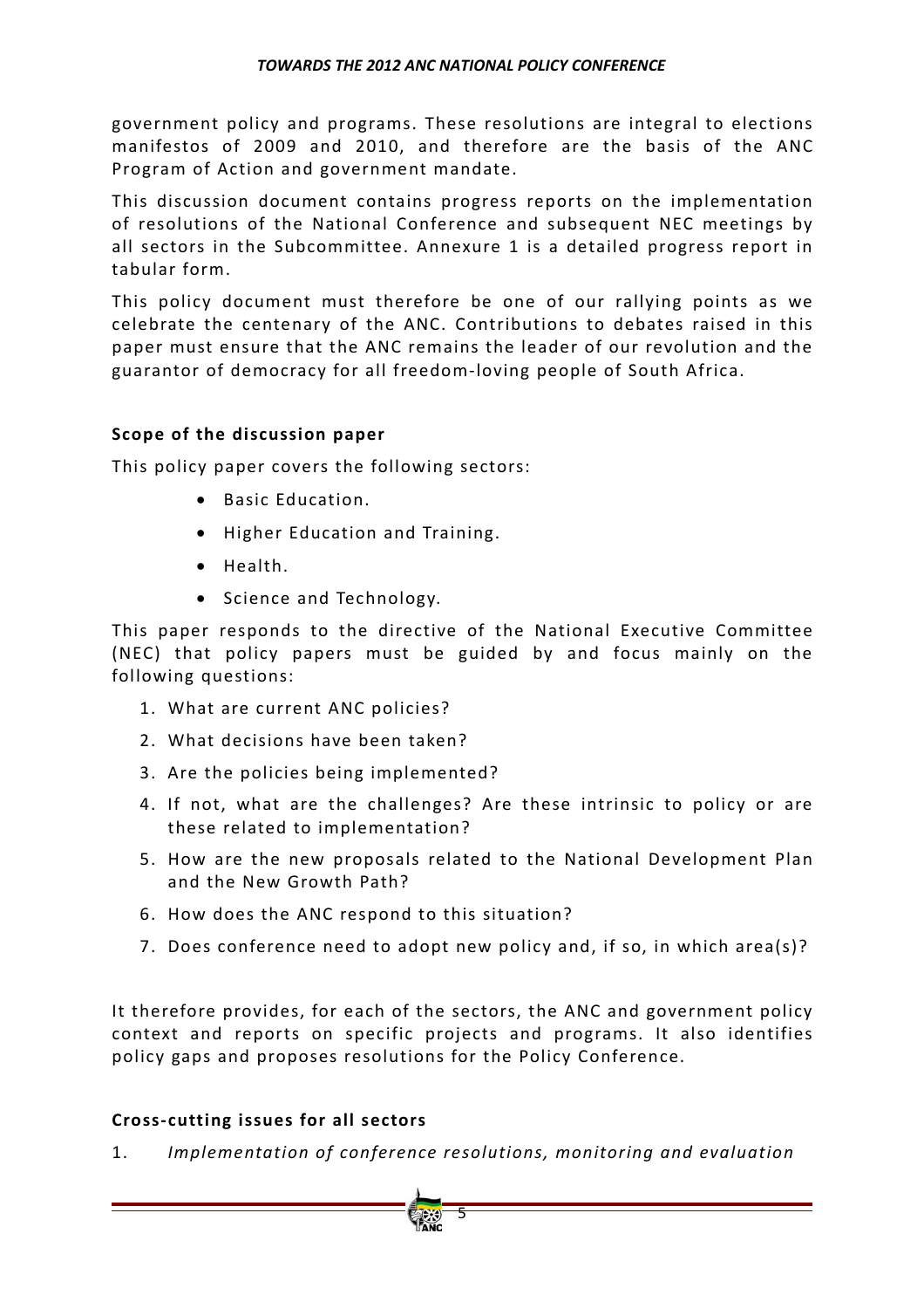government policy and programs. These resolutions are integral to elections manifestos of 2009 and 2010, and therefore are the basis of the ANC Program of Action and government mandate.

This discussion document contains progress reports on the implementation of resolutions of the National Conference and subsequent NEC meetings by all sectors in the Subcommittee. Annexure 1 is a detailed progress report in tabular form.

This policy document must therefore be one of our rallying points as we celebrate the centenary of the ANC. Contributions to debates raised in this paper must ensure that the ANC remains the leader of our revolution and the guarantor of democracy for all freedom-loving people of South Africa.

**Scope of the discussion paper**

This policy paper covers the following sectors:

- Basic Education.
- Higher Education and Training.
- Health.
- Science and Technology.

This paper responds to the directive of the National Executive Committee (NEC) that policy papers must be guided by and focus mainly on the following questions:

1. What are current ANC policies?
2. What decisions have been taken?
3. Are the policies being implemented?
4. If not, what are the challenges? Are these intrinsic to policy or are these related to implementation?
5. How are the new proposals related to the National Development Plan and the New Growth Path?
6. How does the ANC respond to this situation?
7. Does conference need to adopt new policy and, if so, in which area(s)?

It therefore provides, for each of the sectors, the ANC and government policy context and reports on specific projects and programs. It also identifies policy gaps and proposes resolutions for the Policy Conference.

**Cross-cutting issues for all sectors**

1. *Implementation of conference resolutions, monitoring and evaluation*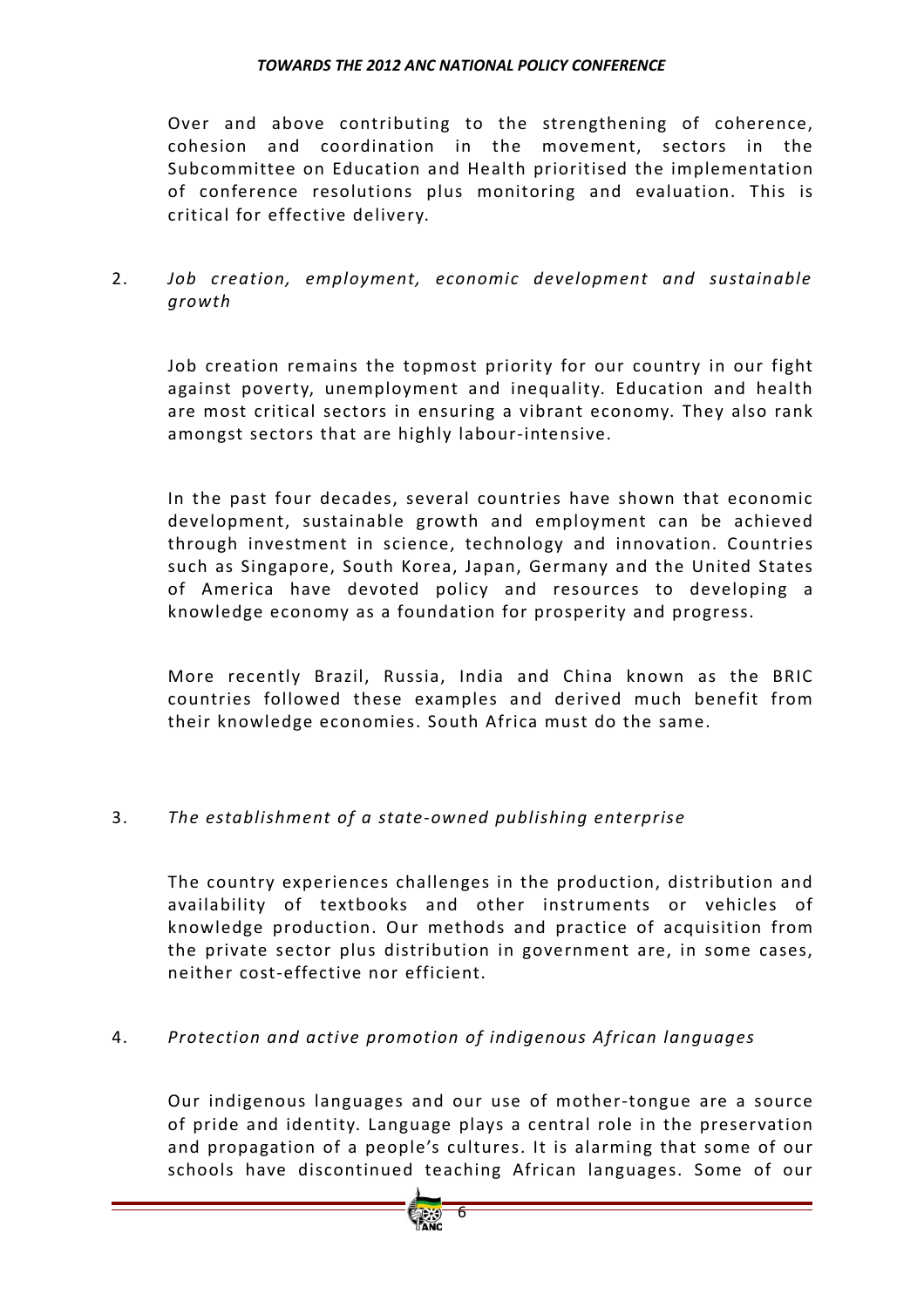Over and above contributing to the strengthening of coherence, cohesion and coordination in the movement, sectors in the Subcommittee on Education and Health prioritised the implementation of conference resolutions plus monitoring and evaluation. This is critical for effective delivery.

2. *Job creation, employment, economic development and sustainable growth*

Job creation remains the topmost priority for our country in our fight against poverty, unemployment and inequality. Education and health are most critical sectors in ensuring a vibrant economy. They also rank amongst sectors that are highly labour-intensive.

In the past four decades, several countries have shown that economic development, sustainable growth and employment can be achieved through investment in science, technology and innovation. Countries such as Singapore, South Korea, Japan, Germany and the United States of America have devoted policy and resources to developing a knowledge economy as a foundation for prosperity and progress.

More recently Brazil, Russia, India and China known as the BRIC countries followed these examples and derived much benefit from their knowledge economies. South Africa must do the same.

3. *The establishment of a state-owned publishing enterprise*

The country experiences challenges in the production, distribution and availability of textbooks and other instruments or vehicles of knowledge production. Our methods and practice of acquisition from the private sector plus distribution in government are, in some cases, neither cost-effective nor efficient.

4. *Protection and active promotion of indigenous African languages*

Our indigenous languages and our use of mother-tongue are a source of pride and identity. Language plays a central role in the preservation and propagation of a people's cultures. It is alarming that some of our schools have discontinued teaching African languages. Some of our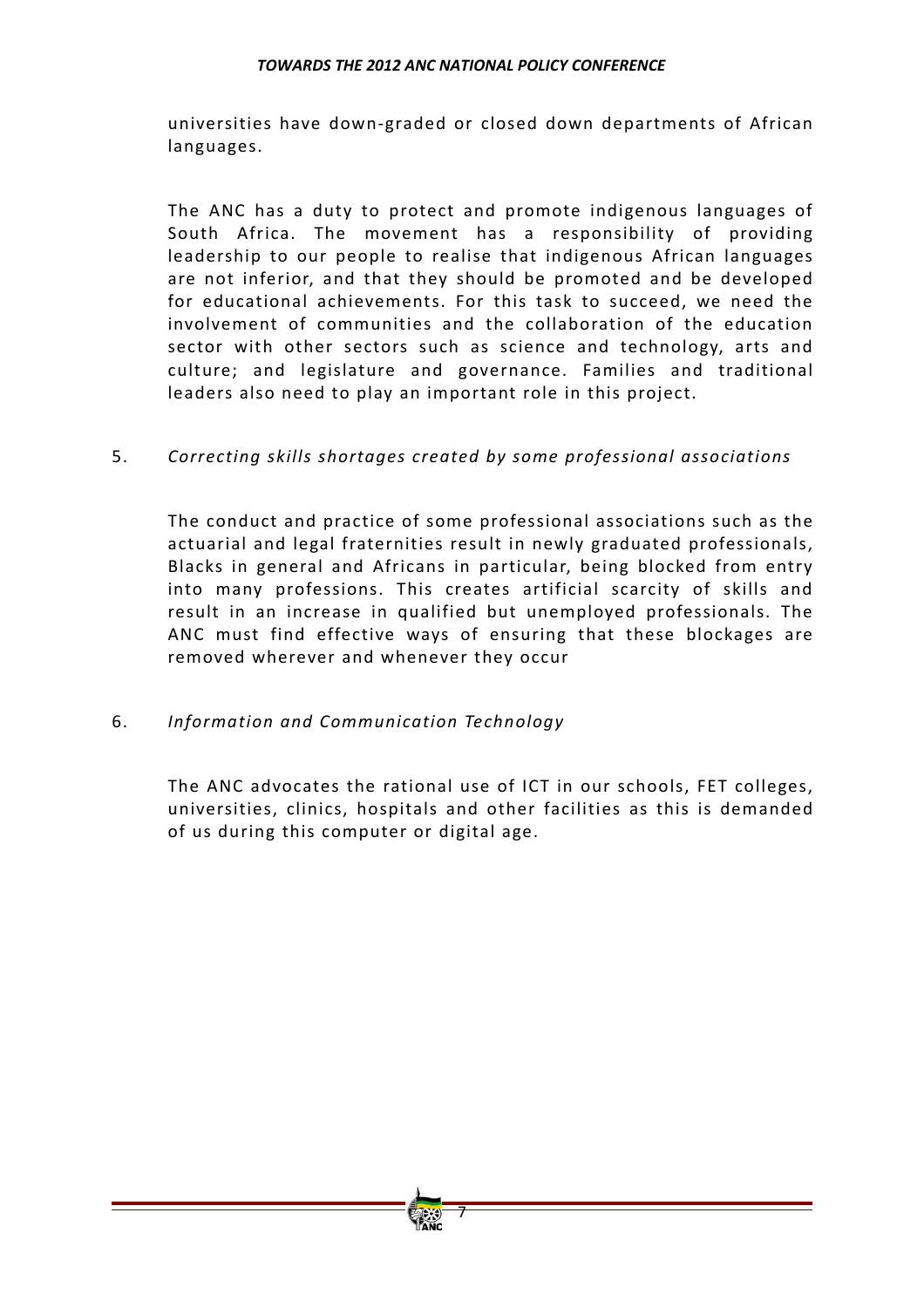universities have down-graded or closed down departments of African languages.

The ANC has a duty to protect and promote indigenous languages of South Africa. The movement has a responsibility of providing leadership to our people to realise that indigenous African languages are not inferior, and that they should be promoted and be developed for educational achievements. For this task to succeed, we need the involvement of communities and the collaboration of the education sector with other sectors such as science and technology, arts and culture; and legislature and governance. Families and traditional leaders also need to play an important role in this project.

5. *Correcting skills shortages created by some professional associations*

The conduct and practice of some professional associations such as the actuarial and legal fraternities result in newly graduated professionals, Blacks in general and Africans in particular, being blocked from entry into many professions. This creates artificial scarcity of skills and result in an increase in qualified but unemployed professionals. The ANC must find effective ways of ensuring that these blockages are removed wherever and whenever they occur

6. *Information and Communication Technology*

The ANC advocates the rational use of ICT in our schools, FET colleges, universities, clinics, hospitals and other facilities as this is demanded of us during this computer or digital age.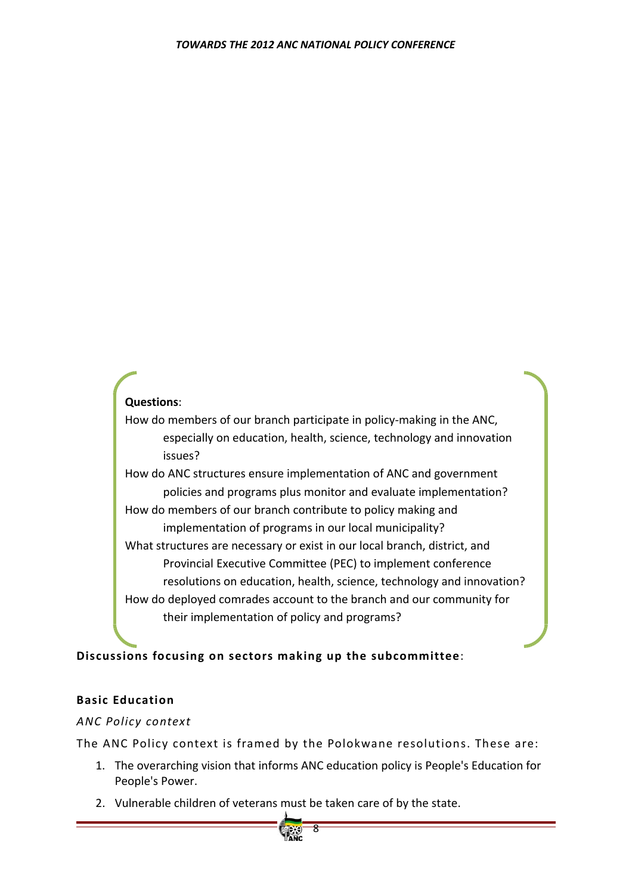**Questions**:

How do members of our branch participate in policy-making in the ANC, especially on education, health, science, technology and innovation issues?

How do ANC structures ensure implementation of ANC and government policies and programs plus monitor and evaluate implementation?

How do members of our branch contribute to policy making and implementation of programs in our local municipality?

What structures are necessary or exist in our local branch, district, and Provincial Executive Committee (PEC) to implement conference resolutions on education, health, science, technology and innovation?

How do deployed comrades account to the branch and our community for their implementation of policy and programs?

**Discussions focusing on sectors making up the subcommittee**:

**Basic Education**

*ANC Policy context*

The ANC Policy context is framed by the Polokwane resolutions. These are:

1. The overarching vision that informs ANC education policy is People's Education for People's Power.
2. Vulnerable children of veterans must be taken care of by the state.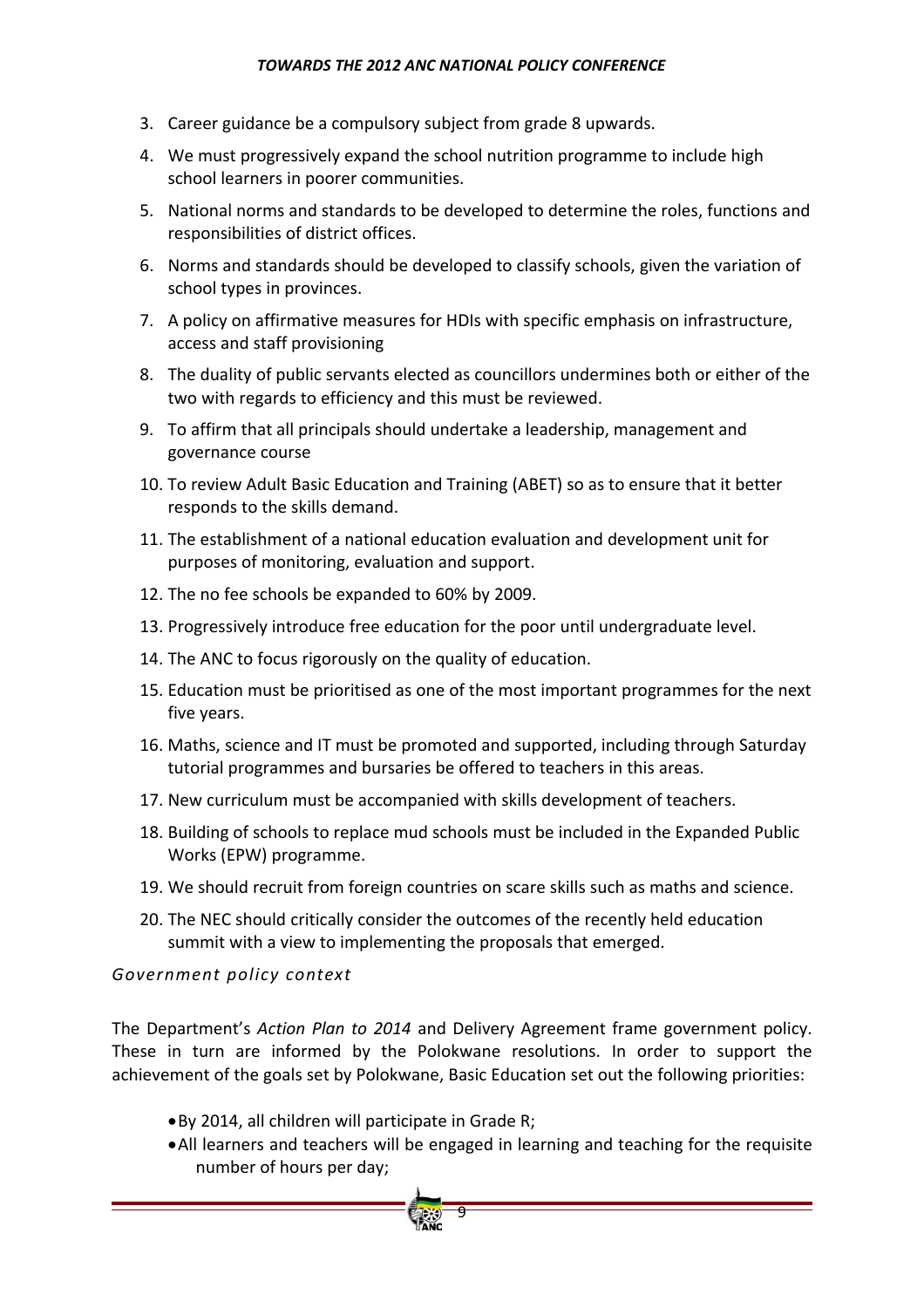3. Career guidance be a compulsory subject from grade 8 upwards.
4. We must progressively expand the school nutrition programme to include high school learners in poorer communities.
5. National norms and standards to be developed to determine the roles, functions and responsibilities of district offices.
6. Norms and standards should be developed to classify schools, given the variation of school types in provinces.
7. A policy on affirmative measures for HDIs with specific emphasis on infrastructure, access and staff provisioning
8. The duality of public servants elected as councillors undermines both or either of the two with regards to efficiency and this must be reviewed.
9. To affirm that all principals should undertake a leadership, management and governance course
10. To review Adult Basic Education and Training (ABET) so as to ensure that it better responds to the skills demand.
11. The establishment of a national education evaluation and development unit for purposes of monitoring, evaluation and support.
12. The no fee schools be expanded to 60% by 2009.
13. Progressively introduce free education for the poor until undergraduate level.
14. The ANC to focus rigorously on the quality of education.
15. Education must be prioritised as one of the most important programmes for the next five years.
16. Maths, science and IT must be promoted and supported, including through Saturday tutorial programmes and bursaries be offered to teachers in this areas.
17. New curriculum must be accompanied with skills development of teachers.
18. Building of schools to replace mud schools must be included in the Expanded Public Works (EPW) programme.
19. We should recruit from foreign countries on scare skills such as maths and science.
20. The NEC should critically consider the outcomes of the recently held education summit with a view to implementing the proposals that emerged.

*Government policy context*

The Department's *Action Plan to 2014* and Delivery Agreement frame government policy. These in turn are informed by the Polokwane resolutions. In order to support the achievement of the goals set by Polokwane, Basic Education set out the following priorities:

- By 2014, all children will participate in Grade R;
- All learners and teachers will be engaged in learning and teaching for the requisite number of hours per day;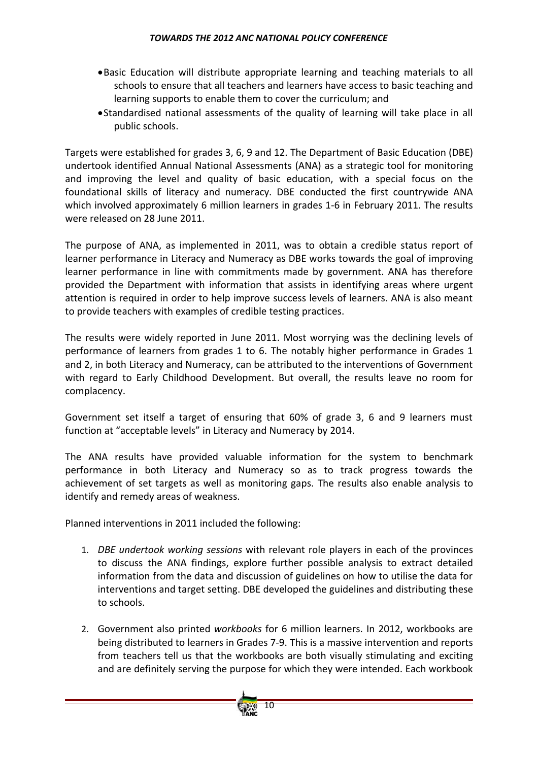- Basic Education will distribute appropriate learning and teaching materials to all schools to ensure that all teachers and learners have access to basic teaching and learning supports to enable them to cover the curriculum; and
- Standardised national assessments of the quality of learning will take place in all public schools.

Targets were established for grades 3, 6, 9 and 12. The Department of Basic Education (DBE) undertook identified Annual National Assessments (ANA) as a strategic tool for monitoring and improving the level and quality of basic education, with a special focus on the foundational skills of literacy and numeracy. DBE conducted the first countrywide ANA which involved approximately 6 million learners in grades 1-6 in February 2011. The results were released on 28 June 2011.

The purpose of ANA, as implemented in 2011, was to obtain a credible status report of learner performance in Literacy and Numeracy as DBE works towards the goal of improving learner performance in line with commitments made by government. ANA has therefore provided the Department with information that assists in identifying areas where urgent attention is required in order to help improve success levels of learners. ANA is also meant to provide teachers with examples of credible testing practices.

The results were widely reported in June 2011. Most worrying was the declining levels of performance of learners from grades 1 to 6. The notably higher performance in Grades 1 and 2, in both Literacy and Numeracy, can be attributed to the interventions of Government with regard to Early Childhood Development. But overall, the results leave no room for complacency.

Government set itself a target of ensuring that 60% of grade 3, 6 and 9 learners must function at "acceptable levels" in Literacy and Numeracy by 2014.

The ANA results have provided valuable information for the system to benchmark performance in both Literacy and Numeracy so as to track progress towards the achievement of set targets as well as monitoring gaps. The results also enable analysis to identify and remedy areas of weakness.

Planned interventions in 2011 included the following:

1. *DBE undertook working sessions* with relevant role players in each of the provinces to discuss the ANA findings, explore further possible analysis to extract detailed information from the data and discussion of guidelines on how to utilise the data for interventions and target setting. DBE developed the guidelines and distributing these to schools.

2. Government also printed *workbooks* for 6 million learners. In 2012, workbooks are being distributed to learners in Grades 7-9. This is a massive intervention and reports from teachers tell us that the workbooks are both visually stimulating and exciting and are definitely serving the purpose for which they were intended. Each workbook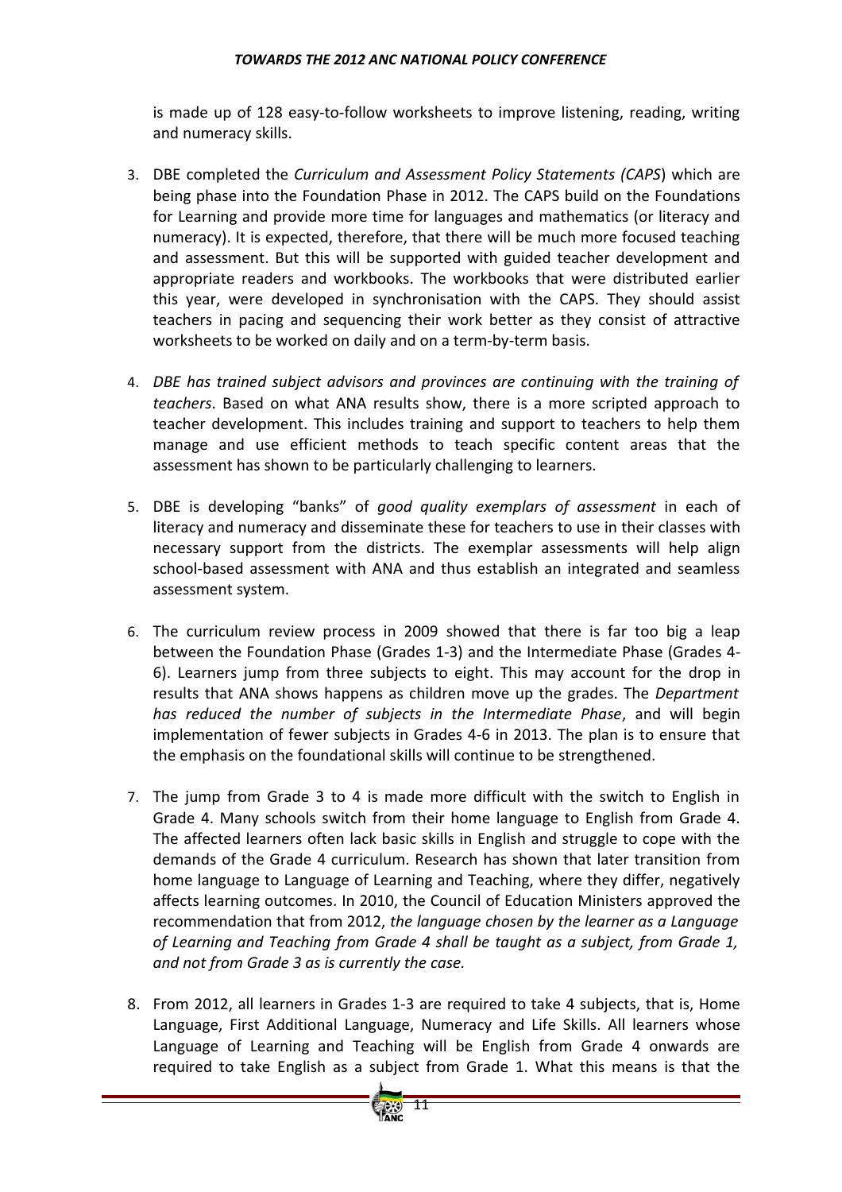is made up of 128 easy-to-follow worksheets to improve listening, reading, writing and numeracy skills.

3. DBE completed the *Curriculum and Assessment Policy Statements (CAPS*) which are being phase into the Foundation Phase in 2012. The CAPS build on the Foundations for Learning and provide more time for languages and mathematics (or literacy and numeracy). It is expected, therefore, that there will be much more focused teaching and assessment. But this will be supported with guided teacher development and appropriate readers and workbooks. The workbooks that were distributed earlier this year, were developed in synchronisation with the CAPS. They should assist teachers in pacing and sequencing their work better as they consist of attractive worksheets to be worked on daily and on a term-by-term basis.

4. *DBE has trained subject advisors and provinces are continuing with the training of teachers*. Based on what ANA results show, there is a more scripted approach to teacher development. This includes training and support to teachers to help them manage and use efficient methods to teach specific content areas that the assessment has shown to be particularly challenging to learners.

5. DBE is developing "banks" of *good quality exemplars of assessment* in each of literacy and numeracy and disseminate these for teachers to use in their classes with necessary support from the districts. The exemplar assessments will help align school-based assessment with ANA and thus establish an integrated and seamless assessment system.

6. The curriculum review process in 2009 showed that there is far too big a leap between the Foundation Phase (Grades 1-3) and the Intermediate Phase (Grades 4-6). Learners jump from three subjects to eight. This may account for the drop in results that ANA shows happens as children move up the grades. The *Department has reduced the number of subjects in the Intermediate Phase*, and will begin implementation of fewer subjects in Grades 4-6 in 2013. The plan is to ensure that the emphasis on the foundational skills will continue to be strengthened.

7. The jump from Grade 3 to 4 is made more difficult with the switch to English in Grade 4. Many schools switch from their home language to English from Grade 4. The affected learners often lack basic skills in English and struggle to cope with the demands of the Grade 4 curriculum. Research has shown that later transition from home language to Language of Learning and Teaching, where they differ, negatively affects learning outcomes. In 2010, the Council of Education Ministers approved the recommendation that from 2012, *the language chosen by the learner as a Language of Learning and Teaching from Grade 4 shall be taught as a subject, from Grade 1, and not from Grade 3 as is currently the case.*

8. From 2012, all learners in Grades 1-3 are required to take 4 subjects, that is, Home Language, First Additional Language, Numeracy and Life Skills. All learners whose Language of Learning and Teaching will be English from Grade 4 onwards are required to take English as a subject from Grade 1. What this means is that the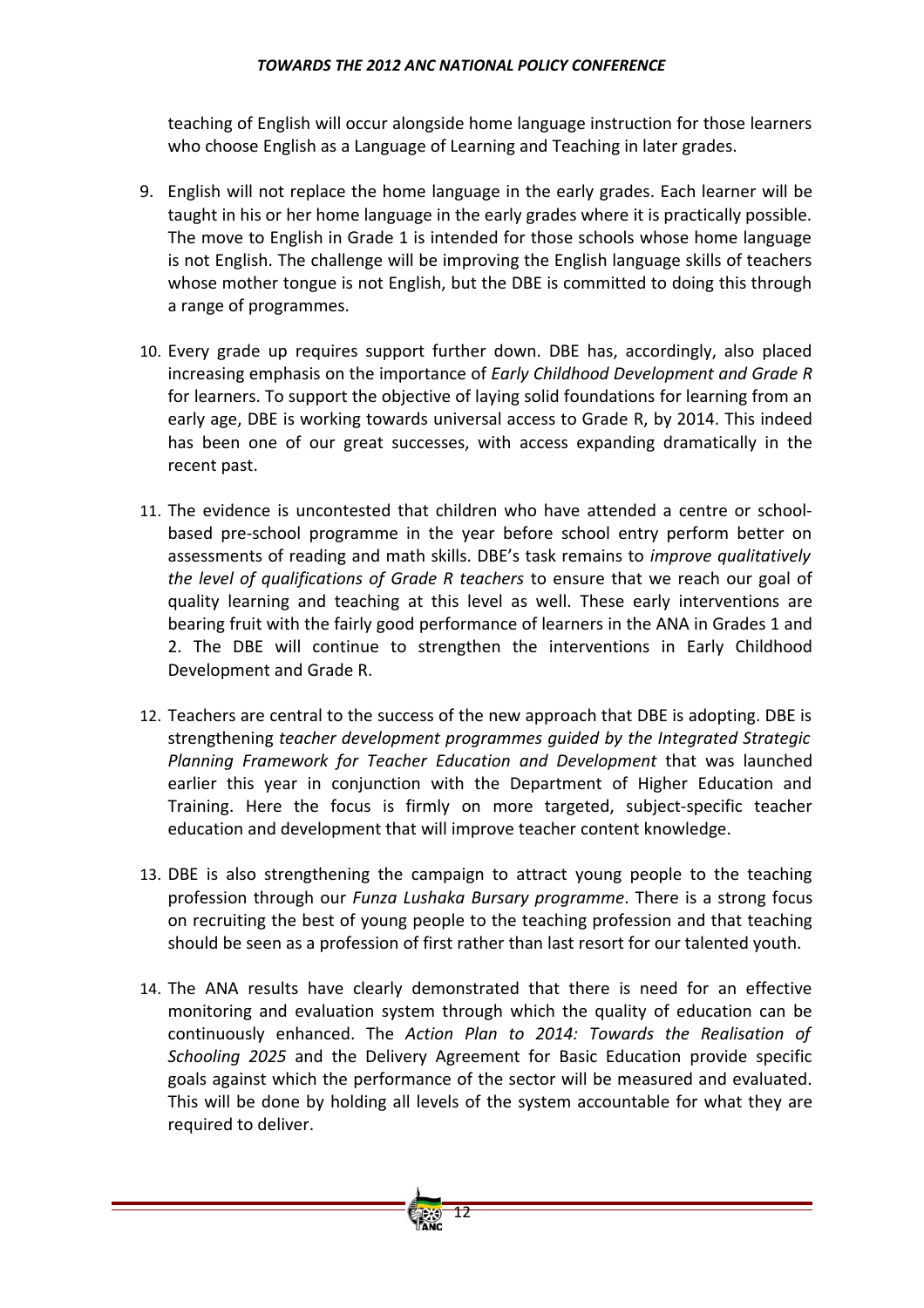teaching of English will occur alongside home language instruction for those learners who choose English as a Language of Learning and Teaching in later grades.

9. English will not replace the home language in the early grades. Each learner will be taught in his or her home language in the early grades where it is practically possible. The move to English in Grade 1 is intended for those schools whose home language is not English. The challenge will be improving the English language skills of teachers whose mother tongue is not English, but the DBE is committed to doing this through a range of programmes.

10. Every grade up requires support further down. DBE has, accordingly, also placed increasing emphasis on the importance of *Early Childhood Development and Grade R* for learners. To support the objective of laying solid foundations for learning from an early age, DBE is working towards universal access to Grade R, by 2014. This indeed has been one of our great successes, with access expanding dramatically in the recent past.

11. The evidence is uncontested that children who have attended a centre or school-based pre-school programme in the year before school entry perform better on assessments of reading and math skills. DBE's task remains to *improve qualitatively the level of qualifications of Grade R teachers* to ensure that we reach our goal of quality learning and teaching at this level as well. These early interventions are bearing fruit with the fairly good performance of learners in the ANA in Grades 1 and 2. The DBE will continue to strengthen the interventions in Early Childhood Development and Grade R.

12. Teachers are central to the success of the new approach that DBE is adopting. DBE is strengthening *teacher development programmes guided by the Integrated Strategic Planning Framework for Teacher Education and Development* that was launched earlier this year in conjunction with the Department of Higher Education and Training. Here the focus is firmly on more targeted, subject-specific teacher education and development that will improve teacher content knowledge.

13. DBE is also strengthening the campaign to attract young people to the teaching profession through our *Funza Lushaka Bursary programme*. There is a strong focus on recruiting the best of young people to the teaching profession and that teaching should be seen as a profession of first rather than last resort for our talented youth.

14. The ANA results have clearly demonstrated that there is need for an effective monitoring and evaluation system through which the quality of education can be continuously enhanced. The *Action Plan to 2014: Towards the Realisation of Schooling 2025* and the Delivery Agreement for Basic Education provide specific goals against which the performance of the sector will be measured and evaluated. This will be done by holding all levels of the system accountable for what they are required to deliver.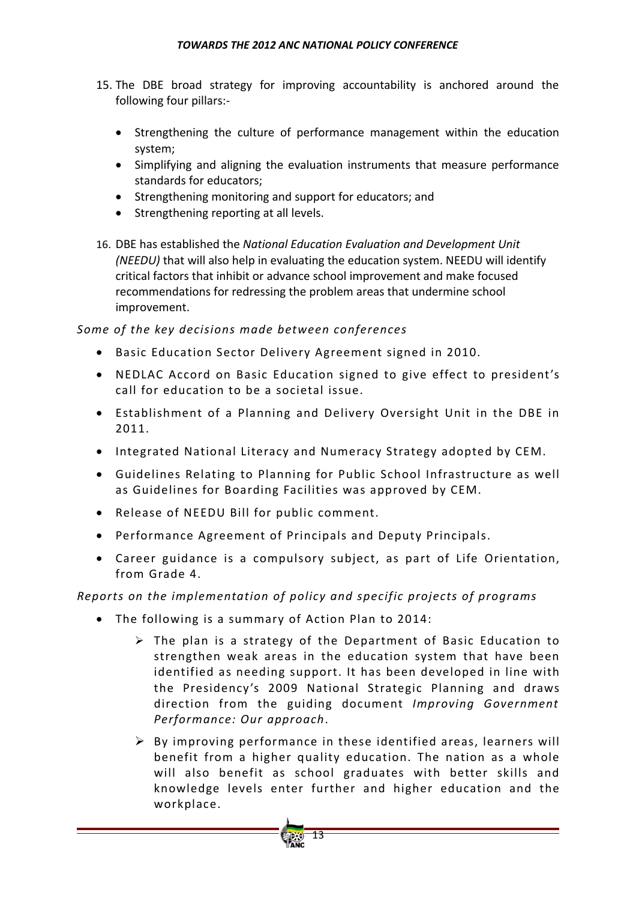15. The DBE broad strategy for improving accountability is anchored around the following four pillars:-

    - Strengthening the culture of performance management within the education system;
    - Simplifying and aligning the evaluation instruments that measure performance standards for educators;
    - Strengthening monitoring and support for educators; and
    - Strengthening reporting at all levels.

16. DBE has established the *National Education Evaluation and Development Unit (NEEDU)* that will also help in evaluating the education system. NEEDU will identify critical factors that inhibit or advance school improvement and make focused recommendations for redressing the problem areas that undermine school improvement.

*Some of the key decisions made between conferences*

- Basic Education Sector Delivery Agreement signed in 2010.
- NEDLAC Accord on Basic Education signed to give effect to president's call for education to be a societal issue.
- Establishment of a Planning and Delivery Oversight Unit in the DBE in 2011.
- Integrated National Literacy and Numeracy Strategy adopted by CEM.
- Guidelines Relating to Planning for Public School Infrastructure as well as Guidelines for Boarding Facilities was approved by CEM.
- Release of NEEDU Bill for public comment.
- Performance Agreement of Principals and Deputy Principals.
- Career guidance is a compulsory subject, as part of Life Orientation, from Grade 4.

*Reports on the implementation of policy and specific projects of programs*

- The following is a summary of Action Plan to 2014:
    - The plan is a strategy of the Department of Basic Education to strengthen weak areas in the education system that have been identified as needing support. It has been developed in line with the Presidency's 2009 National Strategic Planning and draws direction from the guiding document *Improving Government Performance: Our approach*.
    - By improving performance in these identified areas, learners will benefit from a higher quality education. The nation as a whole will also benefit as school graduates with better skills and knowledge levels enter further and higher education and the workplace.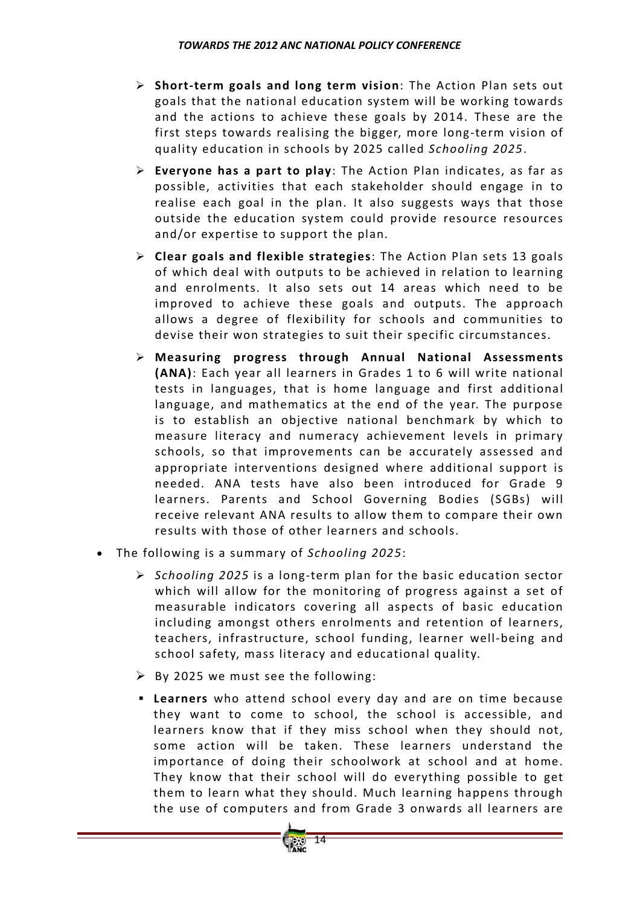- **Short-term goals and long term vision**: The Action Plan sets out goals that the national education system will be working towards and the actions to achieve these goals by 2014. These are the first steps towards realising the bigger, more long-term vision of quality education in schools by 2025 called *Schooling 2025*.
- **Everyone has a part to play**: The Action Plan indicates, as far as possible, activities that each stakeholder should engage in to realise each goal in the plan. It also suggests ways that those outside the education system could provide resource resources and/or expertise to support the plan.
- **Clear goals and flexible strategies**: The Action Plan sets 13 goals of which deal with outputs to be achieved in relation to learning and enrolments. It also sets out 14 areas which need to be improved to achieve these goals and outputs. The approach allows a degree of flexibility for schools and communities to devise their won strategies to suit their specific circumstances.
- **Measuring progress through Annual National Assessments (ANA)**: Each year all learners in Grades 1 to 6 will write national tests in languages, that is home language and first additional language, and mathematics at the end of the year. The purpose is to establish an objective national benchmark by which to measure literacy and numeracy achievement levels in primary schools, so that improvements can be accurately assessed and appropriate interventions designed where additional support is needed. ANA tests have also been introduced for Grade 9 learners. Parents and School Governing Bodies (SGBs) will receive relevant ANA results to allow them to compare their own results with those of other learners and schools.

- The following is a summary of *Schooling 2025*:
  - *Schooling 2025* is a long-term plan for the basic education sector which will allow for the monitoring of progress against a set of measurable indicators covering all aspects of basic education including amongst others enrolments and retention of learners, teachers, infrastructure, school funding, learner well-being and school safety, mass literacy and educational quality.
  - By 2025 we must see the following:
  - **Learners** who attend school every day and are on time because they want to come to school, the school is accessible, and learners know that if they miss school when they should not, some action will be taken. These learners understand the importance of doing their schoolwork at school and at home. They know that their school will do everything possible to get them to learn what they should. Much learning happens through the use of computers and from Grade 3 onwards all learners are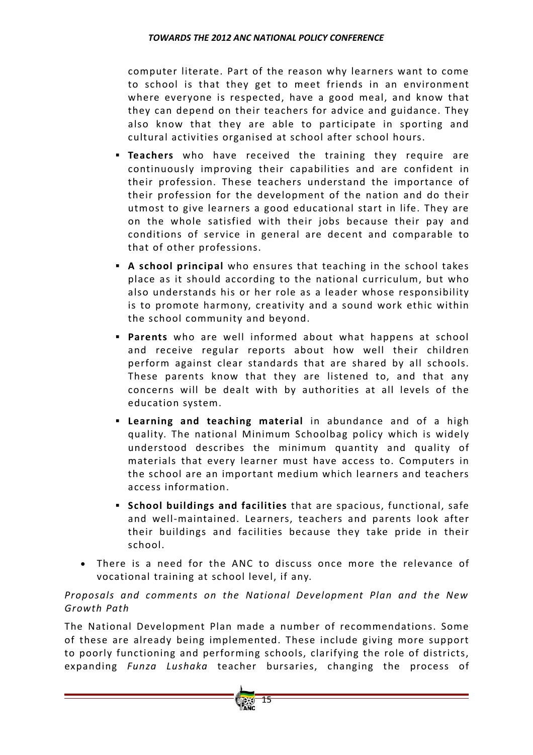computer literate. Part of the reason why learners want to come to school is that they get to meet friends in an environment where everyone is respected, have a good meal, and know that they can depend on their teachers for advice and guidance. They also know that they are able to participate in sporting and cultural activities organised at school after school hours.

- **Teachers** who have received the training they require are continuously improving their capabilities and are confident in their profession. These teachers understand the importance of their profession for the development of the nation and do their utmost to give learners a good educational start in life. They are on the whole satisfied with their jobs because their pay and conditions of service in general are decent and comparable to that of other professions.
- **A school principal** who ensures that teaching in the school takes place as it should according to the national curriculum, but who also understands his or her role as a leader whose responsibility is to promote harmony, creativity and a sound work ethic within the school community and beyond.
- **Parents** who are well informed about what happens at school and receive regular reports about how well their children perform against clear standards that are shared by all schools. These parents know that they are listened to, and that any concerns will be dealt with by authorities at all levels of the education system.
- **Learning and teaching material** in abundance and of a high quality. The national Minimum Schoolbag policy which is widely understood describes the minimum quantity and quality of materials that every learner must have access to. Computers in the school are an important medium which learners and teachers access information.
- **School buildings and facilities** that are spacious, functional, safe and well-maintained. Learners, teachers and parents look after their buildings and facilities because they take pride in their school.

- There is a need for the ANC to discuss once more the relevance of vocational training at school level, if any.

*Proposals and comments on the National Development Plan and the New Growth Path*

The National Development Plan made a number of recommendations. Some of these are already being implemented. These include giving more support to poorly functioning and performing schools, clarifying the role of districts, expanding *Funza Lushaka* teacher bursaries, changing the process of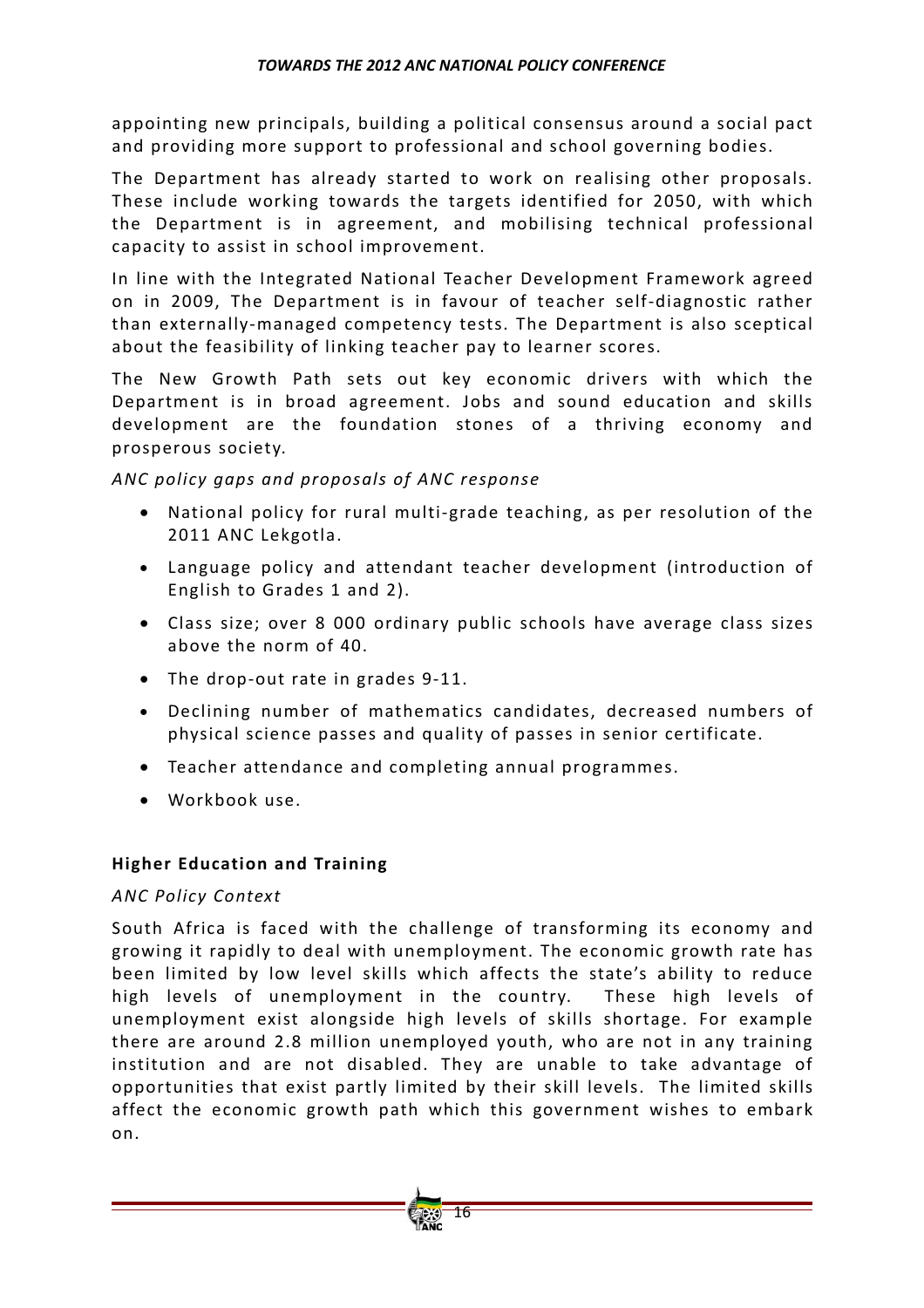appointing new principals, building a political consensus around a social pact and providing more support to professional and school governing bodies.

The Department has already started to work on realising other proposals. These include working towards the targets identified for 2050, with which the Department is in agreement, and mobilising technical professional capacity to assist in school improvement.

In line with the Integrated National Teacher Development Framework agreed on in 2009, The Department is in favour of teacher self-diagnostic rather than externally-managed competency tests. The Department is also sceptical about the feasibility of linking teacher pay to learner scores.

The New Growth Path sets out key economic drivers with which the Department is in broad agreement. Jobs and sound education and skills development are the foundation stones of a thriving economy and prosperous society.

*ANC policy gaps and proposals of ANC response*

- National policy for rural multi-grade teaching, as per resolution of the 2011 ANC Lekgotla.
- Language policy and attendant teacher development (introduction of English to Grades 1 and 2).
- Class size; over 8 000 ordinary public schools have average class sizes above the norm of 40.
- The drop-out rate in grades 9-11.
- Declining number of mathematics candidates, decreased numbers of physical science passes and quality of passes in senior certificate.
- Teacher attendance and completing annual programmes.
- Workbook use.

## Higher Education and Training

*ANC Policy Context*

South Africa is faced with the challenge of transforming its economy and growing it rapidly to deal with unemployment. The economic growth rate has been limited by low level skills which affects the state's ability to reduce high levels of unemployment in the country. These high levels of unemployment exist alongside high levels of skills shortage. For example there are around 2.8 million unemployed youth, who are not in any training institution and are not disabled. They are unable to take advantage of opportunities that exist partly limited by their skill levels. The limited skills affect the economic growth path which this government wishes to embark on.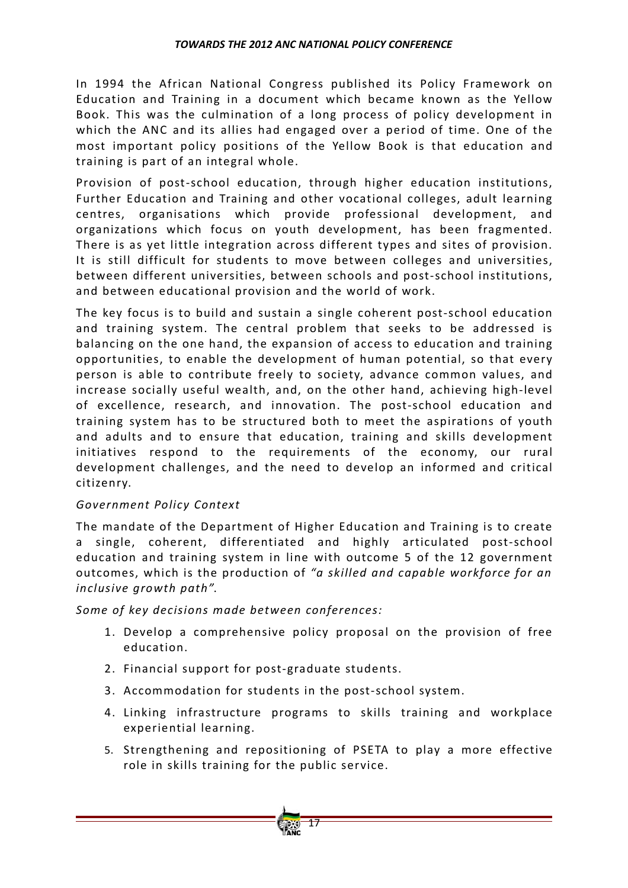In 1994 the African National Congress published its Policy Framework on Education and Training in a document which became known as the Yellow Book. This was the culmination of a long process of policy development in which the ANC and its allies had engaged over a period of time. One of the most important policy positions of the Yellow Book is that education and training is part of an integral whole.

Provision of post-school education, through higher education institutions, Further Education and Training and other vocational colleges, adult learning centres, organisations which provide professional development, and organizations which focus on youth development, has been fragmented. There is as yet little integration across different types and sites of provision. It is still difficult for students to move between colleges and universities, between different universities, between schools and post-school institutions, and between educational provision and the world of work.

The key focus is to build and sustain a single coherent post-school education and training system. The central problem that seeks to be addressed is balancing on the one hand, the expansion of access to education and training opportunities, to enable the development of human potential, so that every person is able to contribute freely to society, advance common values, and increase socially useful wealth, and, on the other hand, achieving high-level of excellence, research, and innovation. The post-school education and training system has to be structured both to meet the aspirations of youth and adults and to ensure that education, training and skills development initiatives respond to the requirements of the economy, our rural development challenges, and the need to develop an informed and critical citizenry.

*Government Policy Context*

The mandate of the Department of Higher Education and Training is to create a single, coherent, differentiated and highly articulated post-school education and training system in line with outcome 5 of the 12 government outcomes, which is the production of *"a skilled and capable workforce for an inclusive growth path"*.

*Some of key decisions made between conferences:*

1. Develop a comprehensive policy proposal on the provision of free education.
2. Financial support for post-graduate students.
3. Accommodation for students in the post-school system.
4. Linking infrastructure programs to skills training and workplace experiential learning.
5. Strengthening and repositioning of PSETA to play a more effective role in skills training for the public service.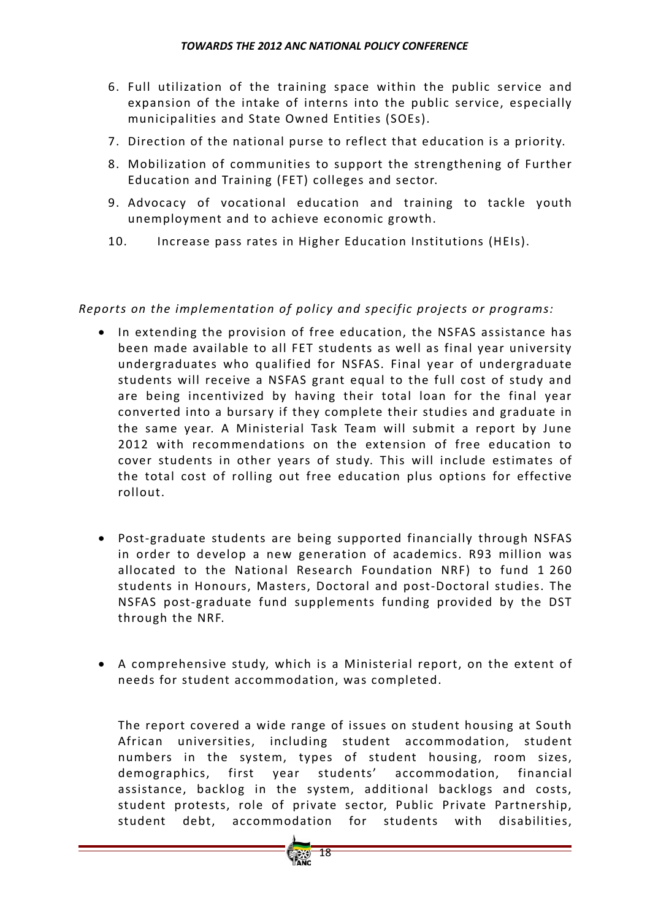6. Full utilization of the training space within the public service and expansion of the intake of interns into the public service, especially municipalities and State Owned Entities (SOEs).
7. Direction of the national purse to reflect that education is a priority.
8. Mobilization of communities to support the strengthening of Further Education and Training (FET) colleges and sector.
9. Advocacy of vocational education and training to tackle youth unemployment and to achieve economic growth.
10. Increase pass rates in Higher Education Institutions (HEIs).

*Reports on the implementation of policy and specific projects or programs:*

- In extending the provision of free education, the NSFAS assistance has been made available to all FET students as well as final year university undergraduates who qualified for NSFAS. Final year of undergraduate students will receive a NSFAS grant equal to the full cost of study and are being incentivized by having their total loan for the final year converted into a bursary if they complete their studies and graduate in the same year. A Ministerial Task Team will submit a report by June 2012 with recommendations on the extension of free education to cover students in other years of study. This will include estimates of the total cost of rolling out free education plus options for effective rollout.

- Post-graduate students are being supported financially through NSFAS in order to develop a new generation of academics. R93 million was allocated to the National Research Foundation NRF) to fund 1 260 students in Honours, Masters, Doctoral and post-Doctoral studies. The NSFAS post-graduate fund supplements funding provided by the DST through the NRF.

- A comprehensive study, which is a Ministerial report, on the extent of needs for student accommodation, was completed.

  The report covered a wide range of issues on student housing at South African universities, including student accommodation, student numbers in the system, types of student housing, room sizes, demographics, first year students' accommodation, financial assistance, backlog in the system, additional backlogs and costs, student protests, role of private sector, Public Private Partnership, student debt, accommodation for students with disabilities,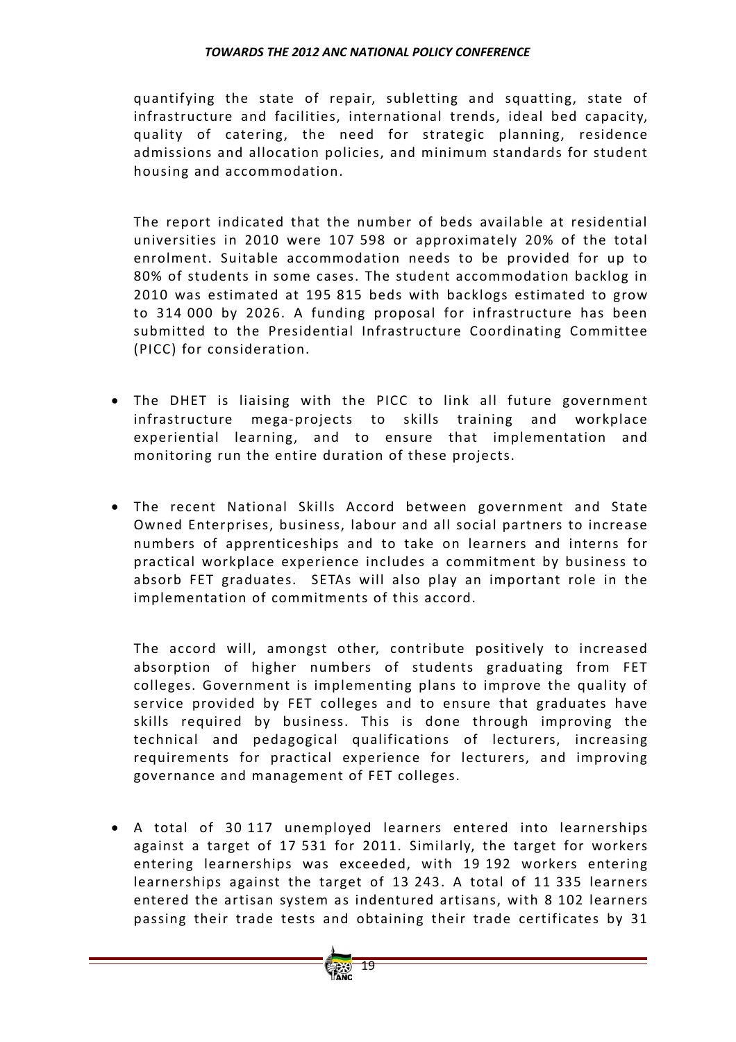quantifying the state of repair, subletting and squatting, state of infrastructure and facilities, international trends, ideal bed capacity, quality of catering, the need for strategic planning, residence admissions and allocation policies, and minimum standards for student housing and accommodation.

The report indicated that the number of beds available at residential universities in 2010 were 107 598 or approximately 20% of the total enrolment. Suitable accommodation needs to be provided for up to 80% of students in some cases. The student accommodation backlog in 2010 was estimated at 195 815 beds with backlogs estimated to grow to 314 000 by 2026. A funding proposal for infrastructure has been submitted to the Presidential Infrastructure Coordinating Committee (PICC) for consideration.

- The DHET is liaising with the PICC to link all future government infrastructure mega-projects to skills training and workplace experiential learning, and to ensure that implementation and monitoring run the entire duration of these projects.

- The recent National Skills Accord between government and State Owned Enterprises, business, labour and all social partners to increase numbers of apprenticeships and to take on learners and interns for practical workplace experience includes a commitment by business to absorb FET graduates. SETAs will also play an important role in the implementation of commitments of this accord.

  The accord will, amongst other, contribute positively to increased absorption of higher numbers of students graduating from FET colleges. Government is implementing plans to improve the quality of service provided by FET colleges and to ensure that graduates have skills required by business. This is done through improving the technical and pedagogical qualifications of lecturers, increasing requirements for practical experience for lecturers, and improving governance and management of FET colleges.

- A total of 30 117 unemployed learners entered into learnerships against a target of 17 531 for 2011. Similarly, the target for workers entering learnerships was exceeded, with 19 192 workers entering learnerships against the target of 13 243. A total of 11 335 learners entered the artisan system as indentured artisans, with 8 102 learners passing their trade tests and obtaining their trade certificates by 31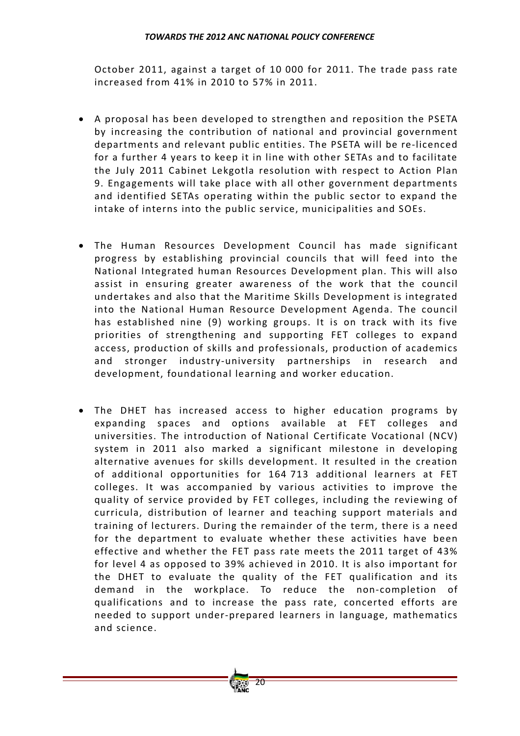October 2011, against a target of 10 000 for 2011. The trade pass rate increased from 41% in 2010 to 57% in 2011.

- A proposal has been developed to strengthen and reposition the PSETA by increasing the contribution of national and provincial government departments and relevant public entities. The PSETA will be re-licenced for a further 4 years to keep it in line with other SETAs and to facilitate the July 2011 Cabinet Lekgotla resolution with respect to Action Plan 9. Engagements will take place with all other government departments and identified SETAs operating within the public sector to expand the intake of interns into the public service, municipalities and SOEs.

- The Human Resources Development Council has made significant progress by establishing provincial councils that will feed into the National Integrated human Resources Development plan. This will also assist in ensuring greater awareness of the work that the council undertakes and also that the Maritime Skills Development is integrated into the National Human Resource Development Agenda. The council has established nine (9) working groups. It is on track with its five priorities of strengthening and supporting FET colleges to expand access, production of skills and professionals, production of academics and stronger industry-university partnerships in research and development, foundational learning and worker education.

- The DHET has increased access to higher education programs by expanding spaces and options available at FET colleges and universities. The introduction of National Certificate Vocational (NCV) system in 2011 also marked a significant milestone in developing alternative avenues for skills development. It resulted in the creation of additional opportunities for 164 713 additional learners at FET colleges. It was accompanied by various activities to improve the quality of service provided by FET colleges, including the reviewing of curricula, distribution of learner and teaching support materials and training of lecturers. During the remainder of the term, there is a need for the department to evaluate whether these activities have been effective and whether the FET pass rate meets the 2011 target of 43% for level 4 as opposed to 39% achieved in 2010. It is also important for the DHET to evaluate the quality of the FET qualification and its demand in the workplace. To reduce the non-completion of qualifications and to increase the pass rate, concerted efforts are needed to support under-prepared learners in language, mathematics and science.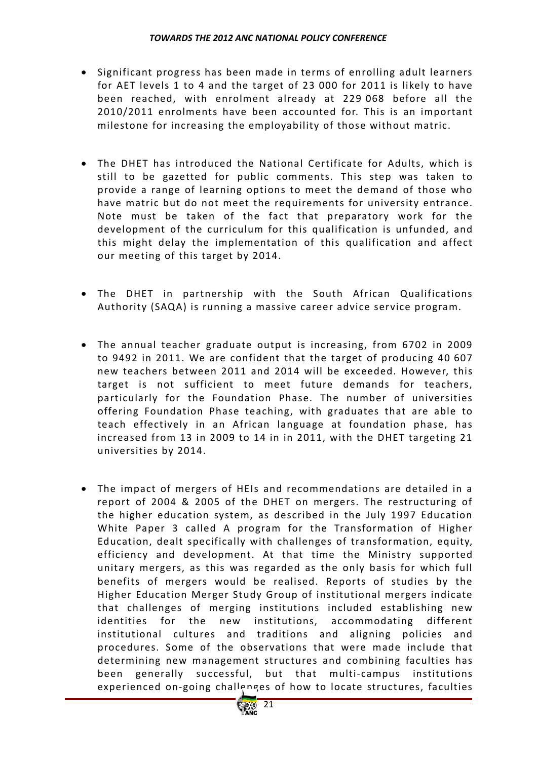- Significant progress has been made in terms of enrolling adult learners for AET levels 1 to 4 and the target of 23 000 for 2011 is likely to have been reached, with enrolment already at 229 068 before all the 2010/2011 enrolments have been accounted for. This is an important milestone for increasing the employability of those without matric.

- The DHET has introduced the National Certificate for Adults, which is still to be gazetted for public comments. This step was taken to provide a range of learning options to meet the demand of those who have matric but do not meet the requirements for university entrance. Note must be taken of the fact that preparatory work for the development of the curriculum for this qualification is unfunded, and this might delay the implementation of this qualification and affect our meeting of this target by 2014.

- The DHET in partnership with the South African Qualifications Authority (SAQA) is running a massive career advice service program.

- The annual teacher graduate output is increasing, from 6702 in 2009 to 9492 in 2011. We are confident that the target of producing 40 607 new teachers between 2011 and 2014 will be exceeded. However, this target is not sufficient to meet future demands for teachers, particularly for the Foundation Phase. The number of universities offering Foundation Phase teaching, with graduates that are able to teach effectively in an African language at foundation phase, has increased from 13 in 2009 to 14 in in 2011, with the DHET targeting 21 universities by 2014.

- The impact of mergers of HEIs and recommendations are detailed in a report of 2004 & 2005 of the DHET on mergers. The restructuring of the higher education system, as described in the July 1997 Education White Paper 3 called A program for the Transformation of Higher Education, dealt specifically with challenges of transformation, equity, efficiency and development. At that time the Ministry supported unitary mergers, as this was regarded as the only basis for which full benefits of mergers would be realised. Reports of studies by the Higher Education Merger Study Group of institutional mergers indicate that challenges of merging institutions included establishing new identities for the new institutions, accommodating different institutional cultures and traditions and aligning policies and procedures. Some of the observations that were made include that determining new management structures and combining faculties has been generally successful, but that multi-campus institutions experienced on-going challenges of how to locate structures, faculties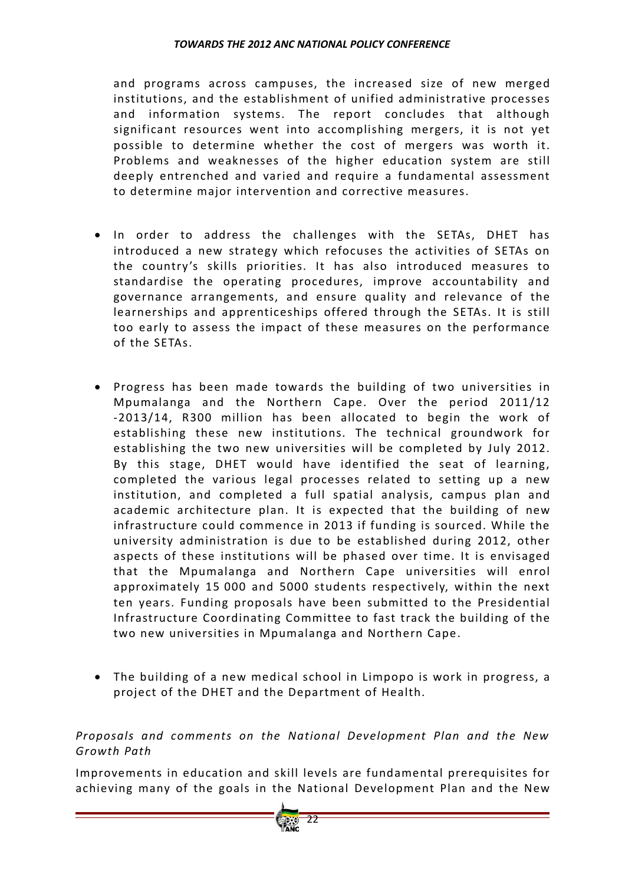and programs across campuses, the increased size of new merged institutions, and the establishment of unified administrative processes and information systems. The report concludes that although significant resources went into accomplishing mergers, it is not yet possible to determine whether the cost of mergers was worth it. Problems and weaknesses of the higher education system are still deeply entrenched and varied and require a fundamental assessment to determine major intervention and corrective measures.

- In order to address the challenges with the SETAs, DHET has introduced a new strategy which refocuses the activities of SETAs on the country's skills priorities. It has also introduced measures to standardise the operating procedures, improve accountability and governance arrangements, and ensure quality and relevance of the learnerships and apprenticeships offered through the SETAs. It is still too early to assess the impact of these measures on the performance of the SETAs.

- Progress has been made towards the building of two universities in Mpumalanga and the Northern Cape. Over the period 2011/12 -2013/14, R300 million has been allocated to begin the work of establishing these new institutions. The technical groundwork for establishing the two new universities will be completed by July 2012. By this stage, DHET would have identified the seat of learning, completed the various legal processes related to setting up a new institution, and completed a full spatial analysis, campus plan and academic architecture plan. It is expected that the building of new infrastructure could commence in 2013 if funding is sourced. While the university administration is due to be established during 2012, other aspects of these institutions will be phased over time. It is envisaged that the Mpumalanga and Northern Cape universities will enrol approximately 15 000 and 5000 students respectively, within the next ten years. Funding proposals have been submitted to the Presidential Infrastructure Coordinating Committee to fast track the building of the two new universities in Mpumalanga and Northern Cape.

- The building of a new medical school in Limpopo is work in progress, a project of the DHET and the Department of Health.

*Proposals and comments on the National Development Plan and the New Growth Path*

Improvements in education and skill levels are fundamental prerequisites for achieving many of the goals in the National Development Plan and the New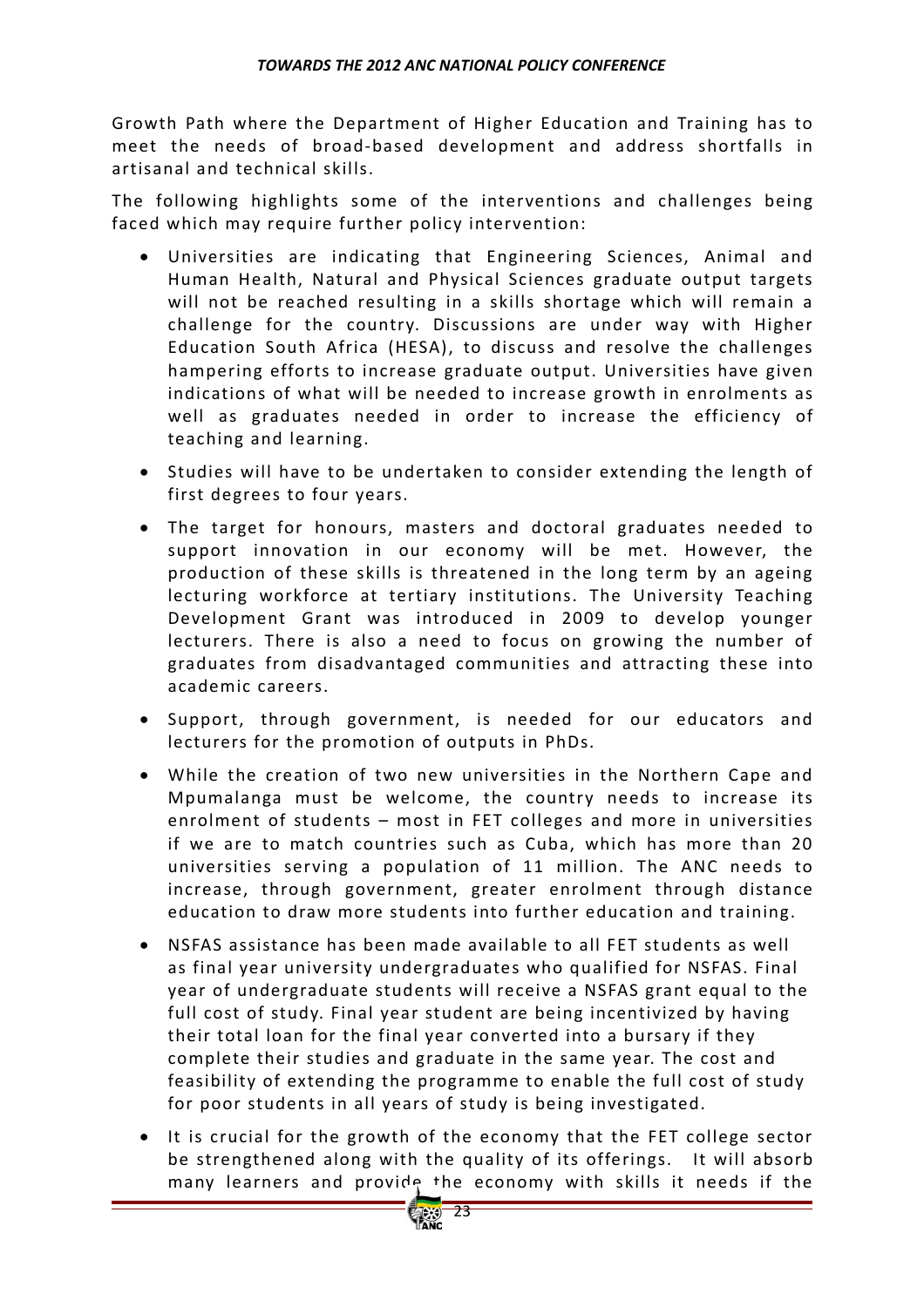Growth Path where the Department of Higher Education and Training has to meet the needs of broad-based development and address shortfalls in artisanal and technical skills.

The following highlights some of the interventions and challenges being faced which may require further policy intervention:

- Universities are indicating that Engineering Sciences, Animal and Human Health, Natural and Physical Sciences graduate output targets will not be reached resulting in a skills shortage which will remain a challenge for the country. Discussions are under way with Higher Education South Africa (HESA), to discuss and resolve the challenges hampering efforts to increase graduate output. Universities have given indications of what will be needed to increase growth in enrolments as well as graduates needed in order to increase the efficiency of teaching and learning.
- Studies will have to be undertaken to consider extending the length of first degrees to four years.
- The target for honours, masters and doctoral graduates needed to support innovation in our economy will be met. However, the production of these skills is threatened in the long term by an ageing lecturing workforce at tertiary institutions. The University Teaching Development Grant was introduced in 2009 to develop younger lecturers. There is also a need to focus on growing the number of graduates from disadvantaged communities and attracting these into academic careers.
- Support, through government, is needed for our educators and lecturers for the promotion of outputs in PhDs.
- While the creation of two new universities in the Northern Cape and Mpumalanga must be welcome, the country needs to increase its enrolment of students – most in FET colleges and more in universities if we are to match countries such as Cuba, which has more than 20 universities serving a population of 11 million. The ANC needs to increase, through government, greater enrolment through distance education to draw more students into further education and training.
- NSFAS assistance has been made available to all FET students as well as final year university undergraduates who qualified for NSFAS. Final year of undergraduate students will receive a NSFAS grant equal to the full cost of study. Final year student are being incentivized by having their total loan for the final year converted into a bursary if they complete their studies and graduate in the same year. The cost and feasibility of extending the programme to enable the full cost of study for poor students in all years of study is being investigated.
- It is crucial for the growth of the economy that the FET college sector be strengthened along with the quality of its offerings. It will absorb many learners and provide the economy with skills it needs if the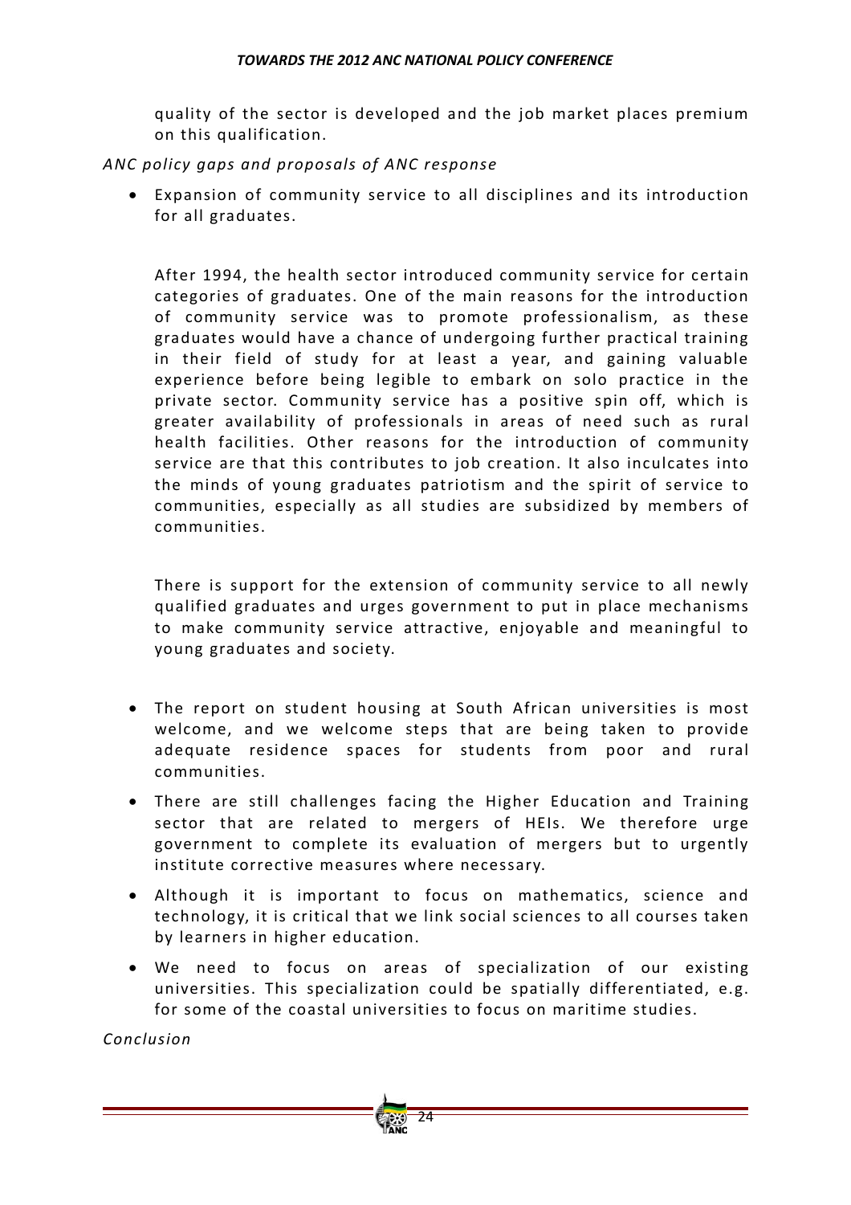quality of the sector is developed and the job market places premium on this qualification.

*ANC policy gaps and proposals of ANC response*

- Expansion of community service to all disciplines and its introduction for all graduates.

  After 1994, the health sector introduced community service for certain categories of graduates. One of the main reasons for the introduction of community service was to promote professionalism, as these graduates would have a chance of undergoing further practical training in their field of study for at least a year, and gaining valuable experience before being legible to embark on solo practice in the private sector. Community service has a positive spin off, which is greater availability of professionals in areas of need such as rural health facilities. Other reasons for the introduction of community service are that this contributes to job creation. It also inculcates into the minds of young graduates patriotism and the spirit of service to communities, especially as all studies are subsidized by members of communities.

  There is support for the extension of community service to all newly qualified graduates and urges government to put in place mechanisms to make community service attractive, enjoyable and meaningful to young graduates and society.

- The report on student housing at South African universities is most welcome, and we welcome steps that are being taken to provide adequate residence spaces for students from poor and rural communities.
- There are still challenges facing the Higher Education and Training sector that are related to mergers of HEIs. We therefore urge government to complete its evaluation of mergers but to urgently institute corrective measures where necessary.
- Although it is important to focus on mathematics, science and technology, it is critical that we link social sciences to all courses taken by learners in higher education.
- We need to focus on areas of specialization of our existing universities. This specialization could be spatially differentiated, e.g. for some of the coastal universities to focus on maritime studies.

*Conclusion*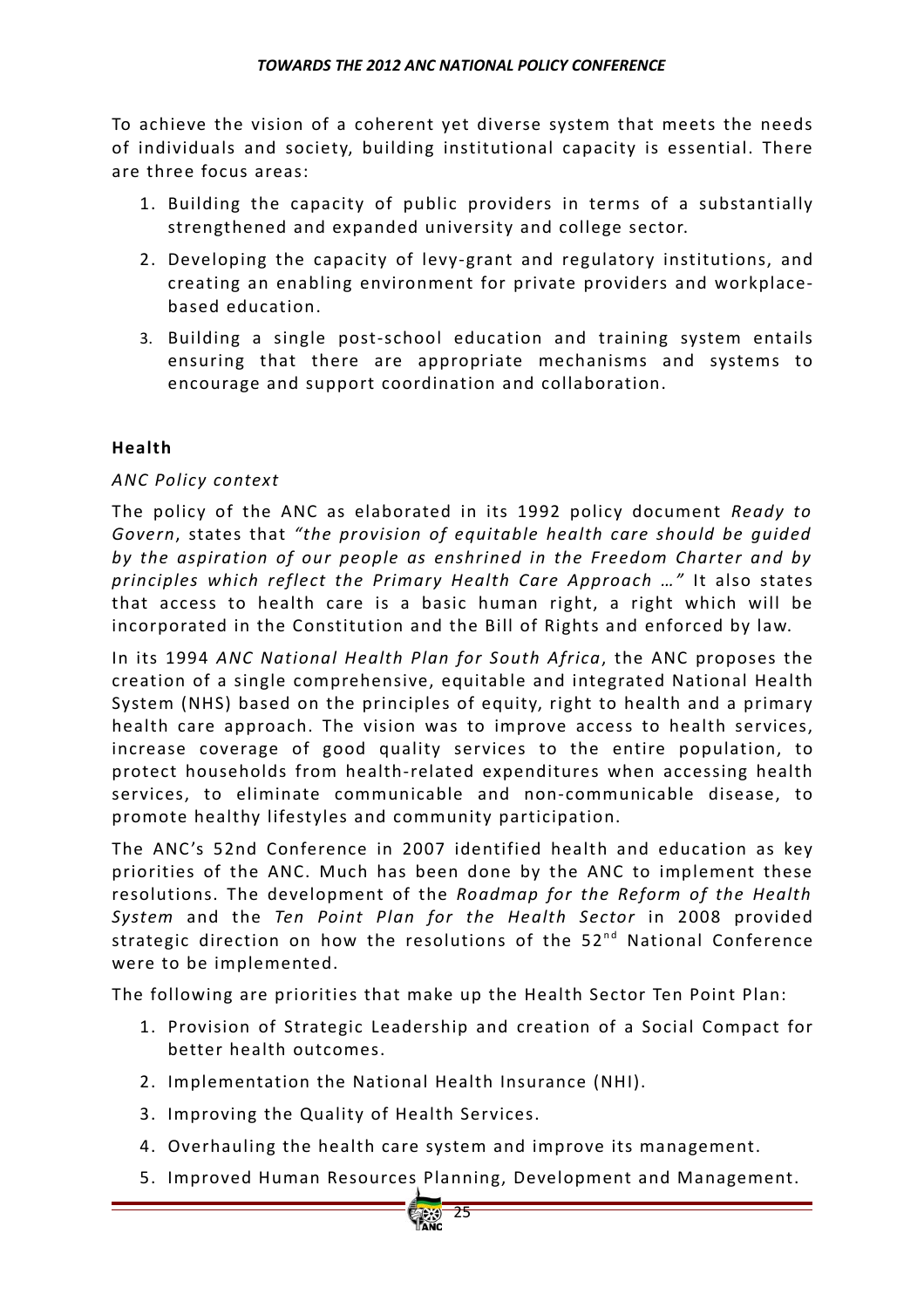To achieve the vision of a coherent yet diverse system that meets the needs of individuals and society, building institutional capacity is essential. There are three focus areas:

1. Building the capacity of public providers in terms of a substantially strengthened and expanded university and college sector.
2. Developing the capacity of levy-grant and regulatory institutions, and creating an enabling environment for private providers and workplace-based education.
3. Building a single post-school education and training system entails ensuring that there are appropriate mechanisms and systems to encourage and support coordination and collaboration.

**Health**

*ANC Policy context*

The policy of the ANC as elaborated in its 1992 policy document *Ready to Govern*, states that *"the provision of equitable health care should be guided by the aspiration of our people as enshrined in the Freedom Charter and by principles which reflect the Primary Health Care Approach …"* It also states that access to health care is a basic human right, a right which will be incorporated in the Constitution and the Bill of Rights and enforced by law.

In its 1994 *ANC National Health Plan for South Africa*, the ANC proposes the creation of a single comprehensive, equitable and integrated National Health System (NHS) based on the principles of equity, right to health and a primary health care approach. The vision was to improve access to health services, increase coverage of good quality services to the entire population, to protect households from health-related expenditures when accessing health services, to eliminate communicable and non-communicable disease, to promote healthy lifestyles and community participation.

The ANC's 52nd Conference in 2007 identified health and education as key priorities of the ANC. Much has been done by the ANC to implement these resolutions. The development of the *Roadmap for the Reform of the Health System* and the *Ten Point Plan for the Health Sector* in 2008 provided strategic direction on how the resolutions of the 52nd National Conference were to be implemented.

The following are priorities that make up the Health Sector Ten Point Plan:

1. Provision of Strategic Leadership and creation of a Social Compact for better health outcomes.
2. Implementation the National Health Insurance (NHI).
3. Improving the Quality of Health Services.
4. Overhauling the health care system and improve its management.
5. Improved Human Resources Planning, Development and Management.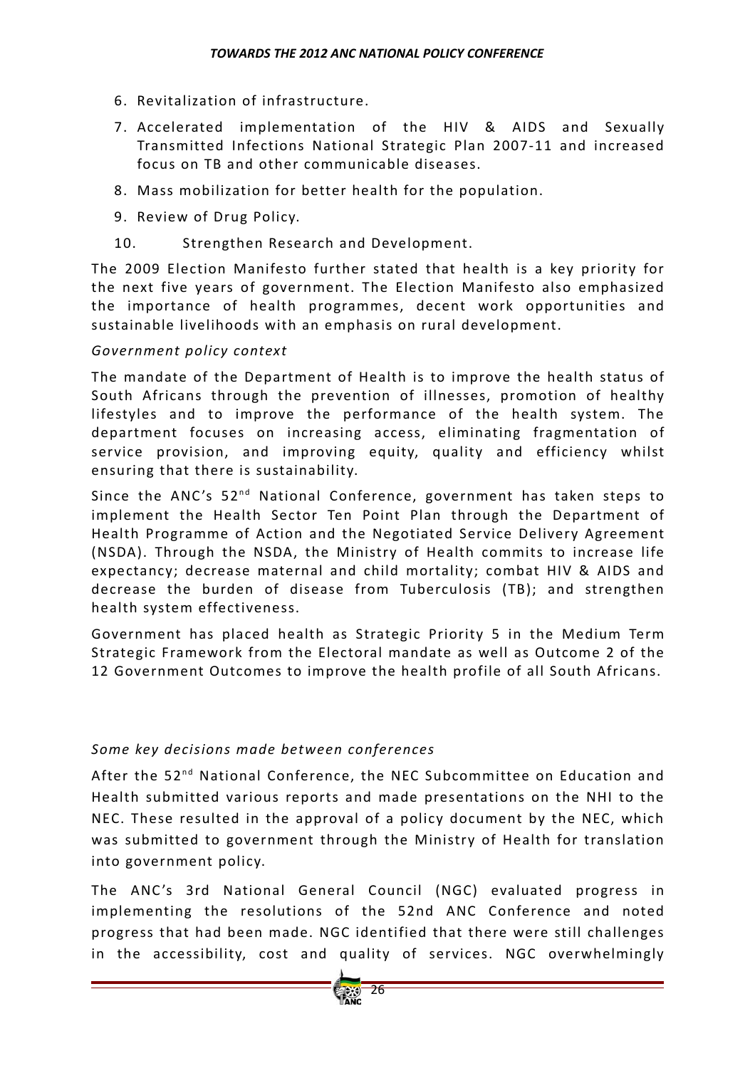6. Revitalization of infrastructure.
7. Accelerated implementation of the HIV & AIDS and Sexually Transmitted Infections National Strategic Plan 2007-11 and increased focus on TB and other communicable diseases.
8. Mass mobilization for better health for the population.
9. Review of Drug Policy.
10. Strengthen Research and Development.

The 2009 Election Manifesto further stated that health is a key priority for the next five years of government. The Election Manifesto also emphasized the importance of health programmes, decent work opportunities and sustainable livelihoods with an emphasis on rural development.

*Government policy context*

The mandate of the Department of Health is to improve the health status of South Africans through the prevention of illnesses, promotion of healthy lifestyles and to improve the performance of the health system. The department focuses on increasing access, eliminating fragmentation of service provision, and improving equity, quality and efficiency whilst ensuring that there is sustainability.

Since the ANC's 52nd National Conference, government has taken steps to implement the Health Sector Ten Point Plan through the Department of Health Programme of Action and the Negotiated Service Delivery Agreement (NSDA). Through the NSDA, the Ministry of Health commits to increase life expectancy; decrease maternal and child mortality; combat HIV & AIDS and decrease the burden of disease from Tuberculosis (TB); and strengthen health system effectiveness.

Government has placed health as Strategic Priority 5 in the Medium Term Strategic Framework from the Electoral mandate as well as Outcome 2 of the 12 Government Outcomes to improve the health profile of all South Africans.

*Some key decisions made between conferences*

After the 52nd National Conference, the NEC Subcommittee on Education and Health submitted various reports and made presentations on the NHI to the NEC. These resulted in the approval of a policy document by the NEC, which was submitted to government through the Ministry of Health for translation into government policy.

The ANC's 3rd National General Council (NGC) evaluated progress in implementing the resolutions of the 52nd ANC Conference and noted progress that had been made. NGC identified that there were still challenges in the accessibility, cost and quality of services. NGC overwhelmingly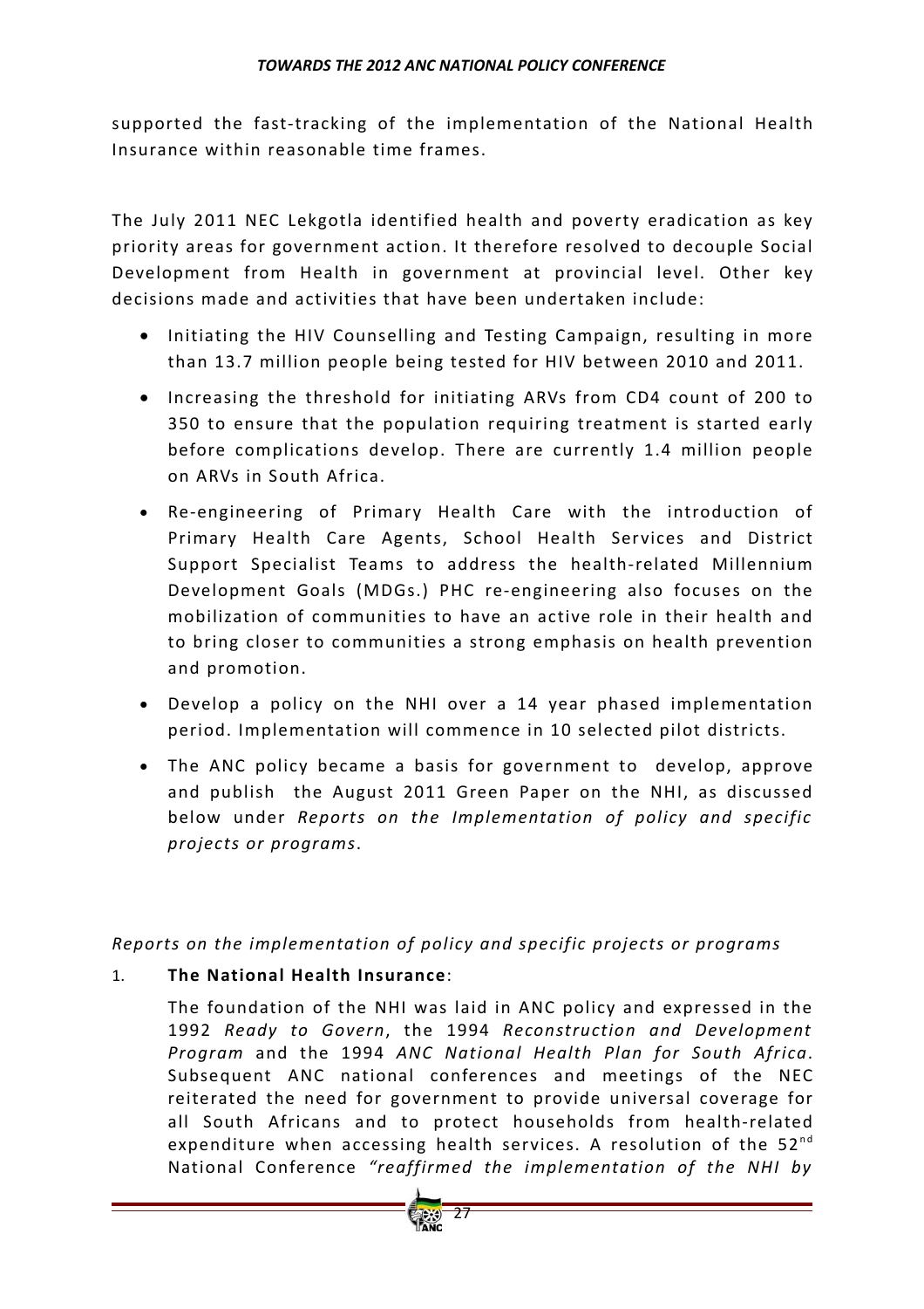supported the fast-tracking of the implementation of the National Health Insurance within reasonable time frames.

The July 2011 NEC Lekgotla identified health and poverty eradication as key priority areas for government action. It therefore resolved to decouple Social Development from Health in government at provincial level. Other key decisions made and activities that have been undertaken include:

- Initiating the HIV Counselling and Testing Campaign, resulting in more than 13.7 million people being tested for HIV between 2010 and 2011.
- Increasing the threshold for initiating ARVs from CD4 count of 200 to 350 to ensure that the population requiring treatment is started early before complications develop. There are currently 1.4 million people on ARVs in South Africa.
- Re-engineering of Primary Health Care with the introduction of Primary Health Care Agents, School Health Services and District Support Specialist Teams to address the health-related Millennium Development Goals (MDGs.) PHC re-engineering also focuses on the mobilization of communities to have an active role in their health and to bring closer to communities a strong emphasis on health prevention and promotion.
- Develop a policy on the NHI over a 14 year phased implementation period. Implementation will commence in 10 selected pilot districts.
- The ANC policy became a basis for government to develop, approve and publish the August 2011 Green Paper on the NHI, as discussed below under *Reports on the Implementation of policy and specific projects or programs*.

*Reports on the implementation of policy and specific projects or programs*

1. **The National Health Insurance**:

   The foundation of the NHI was laid in ANC policy and expressed in the 1992 *Ready to Govern*, the 1994 *Reconstruction and Development Program* and the 1994 *ANC National Health Plan for South Africa*. Subsequent ANC national conferences and meetings of the NEC reiterated the need for government to provide universal coverage for all South Africans and to protect households from health-related expenditure when accessing health services. A resolution of the 52nd National Conference *"reaffirmed the implementation of the NHI by*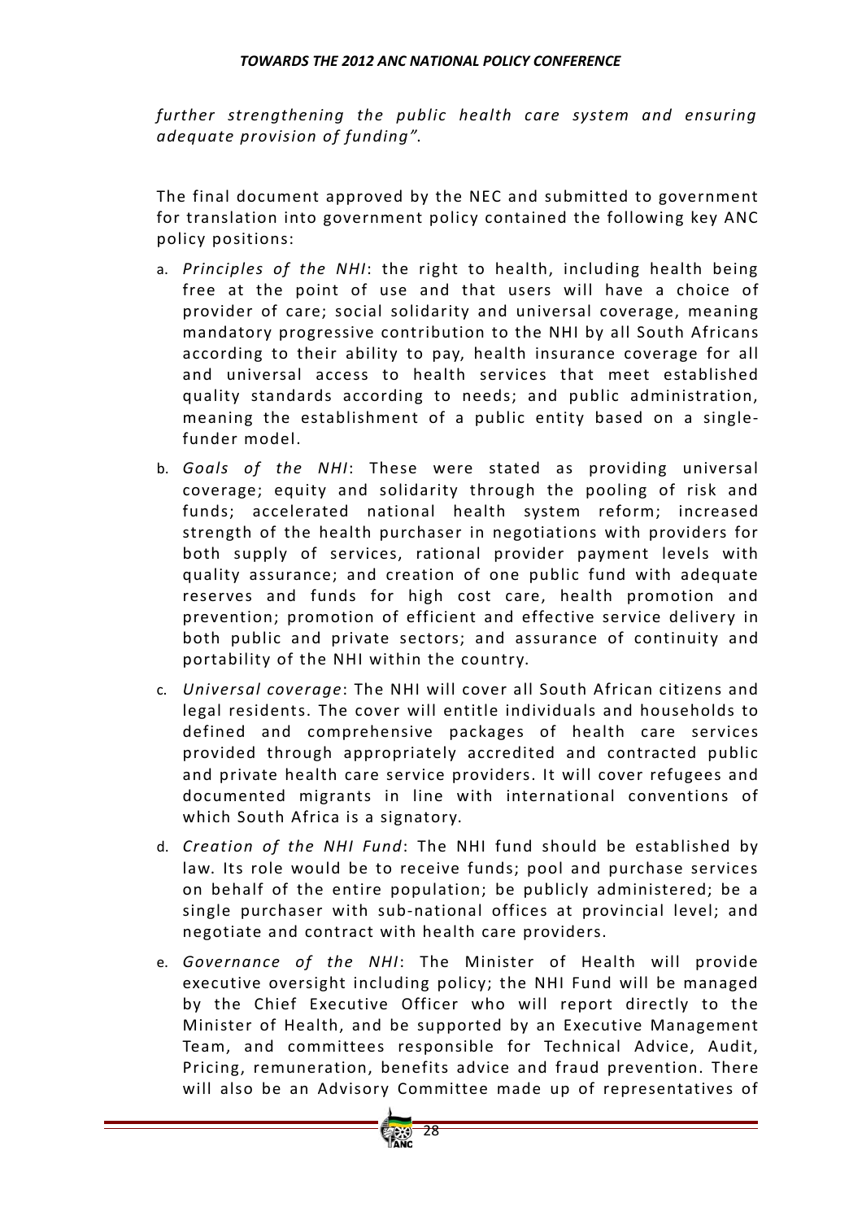*further strengthening the public health care system and ensuring adequate provision of funding".*

The final document approved by the NEC and submitted to government for translation into government policy contained the following key ANC policy positions:

a. *Principles of the NHI*: the right to health, including health being free at the point of use and that users will have a choice of provider of care; social solidarity and universal coverage, meaning mandatory progressive contribution to the NHI by all South Africans according to their ability to pay, health insurance coverage for all and universal access to health services that meet established quality standards according to needs; and public administration, meaning the establishment of a public entity based on a single-funder model.

b. *Goals of the NHI*: These were stated as providing universal coverage; equity and solidarity through the pooling of risk and funds; accelerated national health system reform; increased strength of the health purchaser in negotiations with providers for both supply of services, rational provider payment levels with quality assurance; and creation of one public fund with adequate reserves and funds for high cost care, health promotion and prevention; promotion of efficient and effective service delivery in both public and private sectors; and assurance of continuity and portability of the NHI within the country.

c. *Universal coverage*: The NHI will cover all South African citizens and legal residents. The cover will entitle individuals and households to defined and comprehensive packages of health care services provided through appropriately accredited and contracted public and private health care service providers. It will cover refugees and documented migrants in line with international conventions of which South Africa is a signatory.

d. *Creation of the NHI Fund*: The NHI fund should be established by law. Its role would be to receive funds; pool and purchase services on behalf of the entire population; be publicly administered; be a single purchaser with sub-national offices at provincial level; and negotiate and contract with health care providers.

e. *Governance of the NHI*: The Minister of Health will provide executive oversight including policy; the NHI Fund will be managed by the Chief Executive Officer who will report directly to the Minister of Health, and be supported by an Executive Management Team, and committees responsible for Technical Advice, Audit, Pricing, remuneration, benefits advice and fraud prevention. There will also be an Advisory Committee made up of representatives of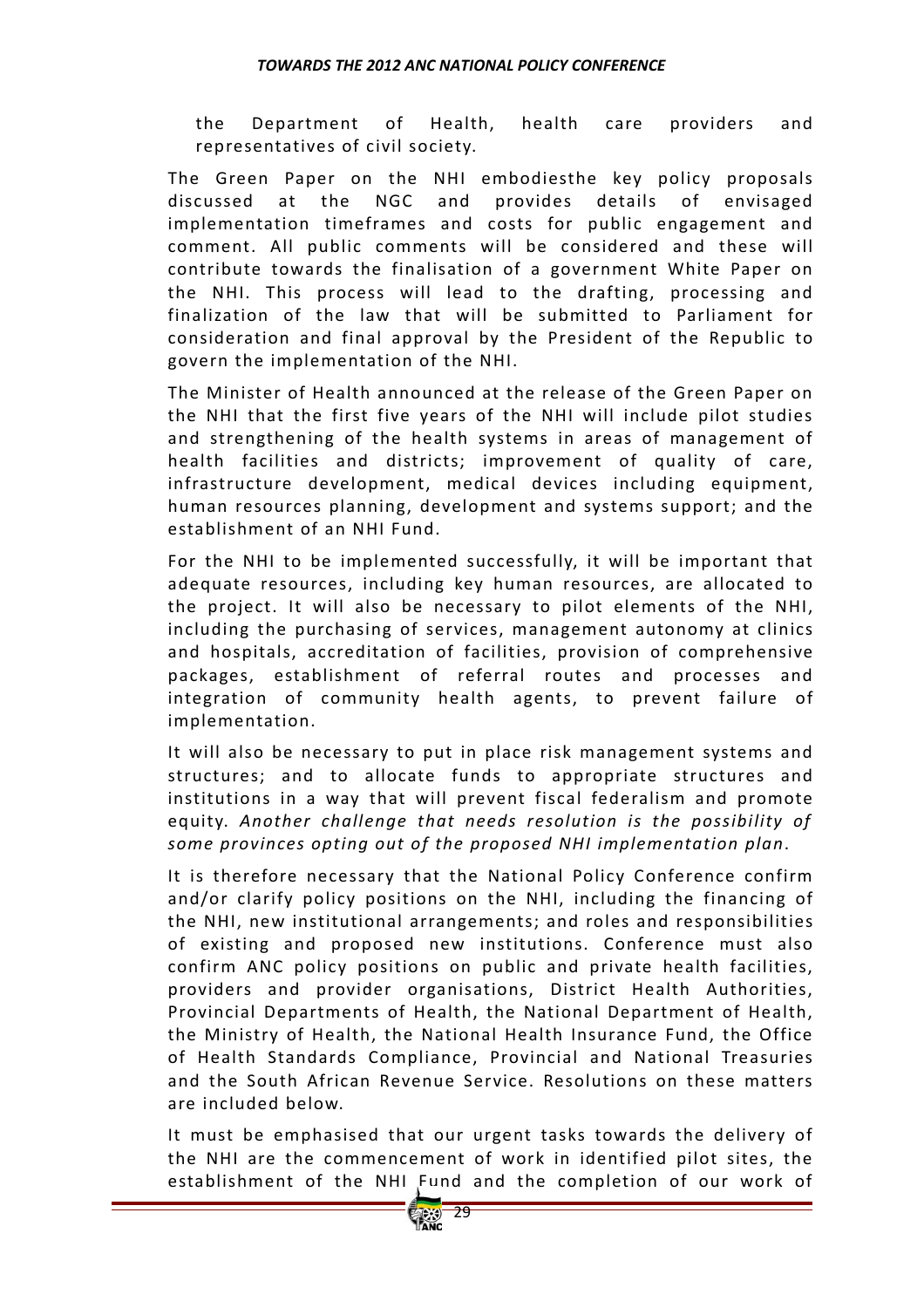the Department of Health, health care providers and representatives of civil society.

The Green Paper on the NHI embodiesthe key policy proposals discussed at the NGC and provides details of envisaged implementation timeframes and costs for public engagement and comment. All public comments will be considered and these will contribute towards the finalisation of a government White Paper on the NHI. This process will lead to the drafting, processing and finalization of the law that will be submitted to Parliament for consideration and final approval by the President of the Republic to govern the implementation of the NHI.

The Minister of Health announced at the release of the Green Paper on the NHI that the first five years of the NHI will include pilot studies and strengthening of the health systems in areas of management of health facilities and districts; improvement of quality of care, infrastructure development, medical devices including equipment, human resources planning, development and systems support; and the establishment of an NHI Fund.

For the NHI to be implemented successfully, it will be important that adequate resources, including key human resources, are allocated to the project. It will also be necessary to pilot elements of the NHI, including the purchasing of services, management autonomy at clinics and hospitals, accreditation of facilities, provision of comprehensive packages, establishment of referral routes and processes and integration of community health agents, to prevent failure of implementation.

It will also be necessary to put in place risk management systems and structures; and to allocate funds to appropriate structures and institutions in a way that will prevent fiscal federalism and promote equity. *Another challenge that needs resolution is the possibility of some provinces opting out of the proposed NHI implementation plan*.

It is therefore necessary that the National Policy Conference confirm and/or clarify policy positions on the NHI, including the financing of the NHI, new institutional arrangements; and roles and responsibilities of existing and proposed new institutions. Conference must also confirm ANC policy positions on public and private health facilities, providers and provider organisations, District Health Authorities, Provincial Departments of Health, the National Department of Health, the Ministry of Health, the National Health Insurance Fund, the Office of Health Standards Compliance, Provincial and National Treasuries and the South African Revenue Service. Resolutions on these matters are included below.

It must be emphasised that our urgent tasks towards the delivery of the NHI are the commencement of work in identified pilot sites, the establishment of the NHI Fund and the completion of our work of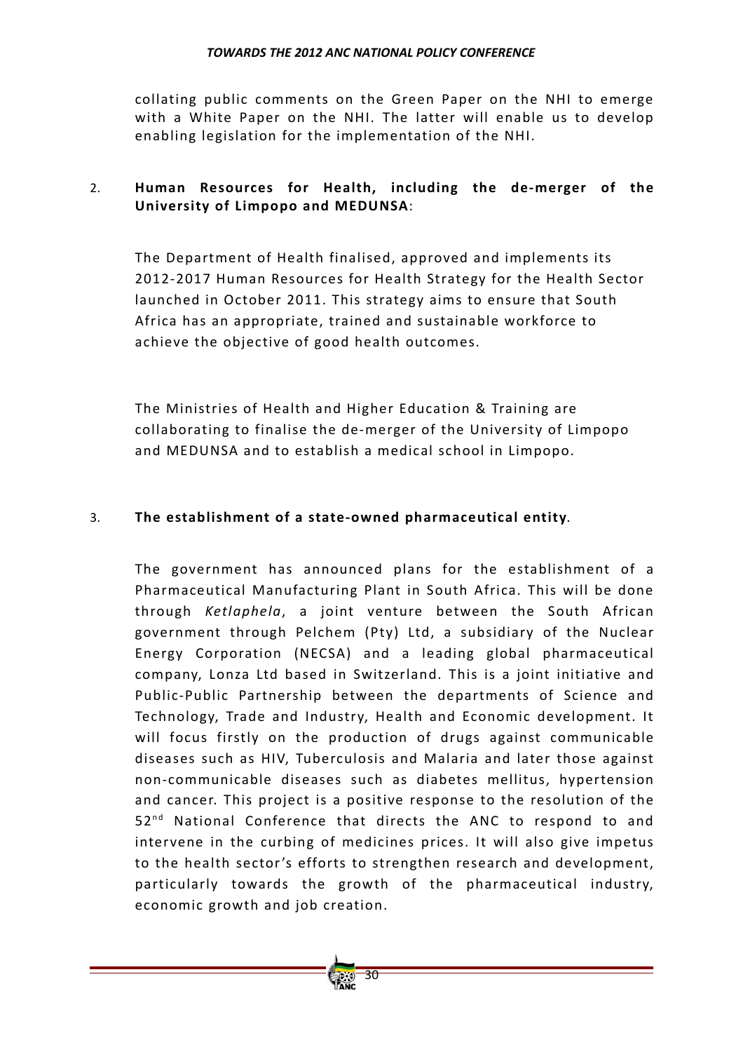collating public comments on the Green Paper on the NHI to emerge with a White Paper on the NHI. The latter will enable us to develop enabling legislation for the implementation of the NHI.

2. **Human Resources for Health, including the de-merger of the University of Limpopo and MEDUNSA**:

   The Department of Health finalised, approved and implements its 2012-2017 Human Resources for Health Strategy for the Health Sector launched in October 2011. This strategy aims to ensure that South Africa has an appropriate, trained and sustainable workforce to achieve the objective of good health outcomes.

   The Ministries of Health and Higher Education & Training are collaborating to finalise the de-merger of the University of Limpopo and MEDUNSA and to establish a medical school in Limpopo.

3. **The establishment of a state-owned pharmaceutical entity**.

   The government has announced plans for the establishment of a Pharmaceutical Manufacturing Plant in South Africa. This will be done through *Ketlaphela*, a joint venture between the South African government through Pelchem (Pty) Ltd, a subsidiary of the Nuclear Energy Corporation (NECSA) and a leading global pharmaceutical company, Lonza Ltd based in Switzerland. This is a joint initiative and Public-Public Partnership between the departments of Science and Technology, Trade and Industry, Health and Economic development. It will focus firstly on the production of drugs against communicable diseases such as HIV, Tuberculosis and Malaria and later those against non-communicable diseases such as diabetes mellitus, hypertension and cancer. This project is a positive response to the resolution of the 52nd National Conference that directs the ANC to respond to and intervene in the curbing of medicines prices. It will also give impetus to the health sector's efforts to strengthen research and development, particularly towards the growth of the pharmaceutical industry, economic growth and job creation.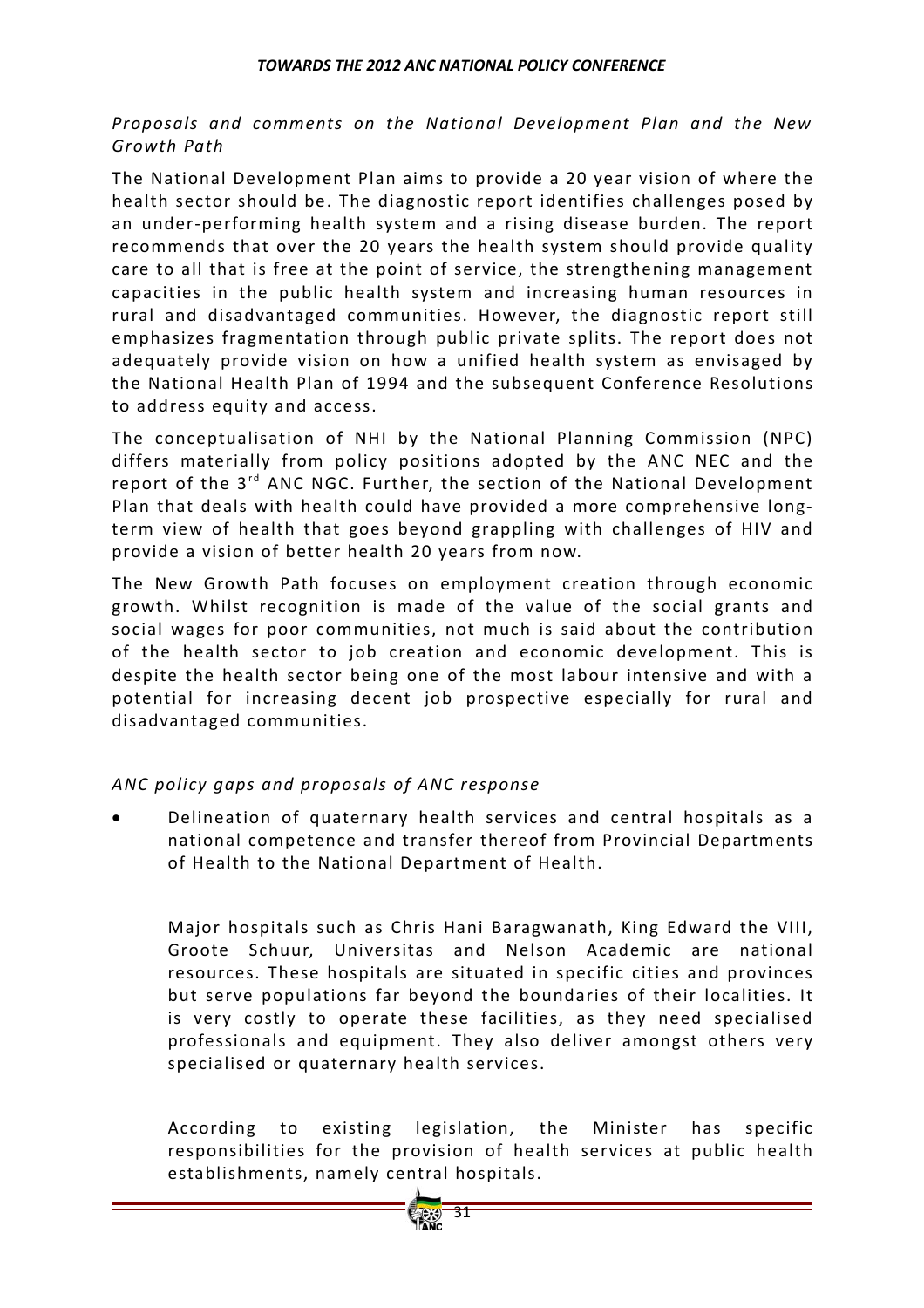*Proposals and comments on the National Development Plan and the New Growth Path*

The National Development Plan aims to provide a 20 year vision of where the health sector should be. The diagnostic report identifies challenges posed by an under-performing health system and a rising disease burden. The report recommends that over the 20 years the health system should provide quality care to all that is free at the point of service, the strengthening management capacities in the public health system and increasing human resources in rural and disadvantaged communities. However, the diagnostic report still emphasizes fragmentation through public private splits. The report does not adequately provide vision on how a unified health system as envisaged by the National Health Plan of 1994 and the subsequent Conference Resolutions to address equity and access.

The conceptualisation of NHI by the National Planning Commission (NPC) differs materially from policy positions adopted by the ANC NEC and the report of the 3rd ANC NGC. Further, the section of the National Development Plan that deals with health could have provided a more comprehensive long-term view of health that goes beyond grappling with challenges of HIV and provide a vision of better health 20 years from now.

The New Growth Path focuses on employment creation through economic growth. Whilst recognition is made of the value of the social grants and social wages for poor communities, not much is said about the contribution of the health sector to job creation and economic development. This is despite the health sector being one of the most labour intensive and with a potential for increasing decent job prospective especially for rural and disadvantaged communities.

*ANC policy gaps and proposals of ANC response*

- Delineation of quaternary health services and central hospitals as a national competence and transfer thereof from Provincial Departments of Health to the National Department of Health.

  Major hospitals such as Chris Hani Baragwanath, King Edward the VIII, Groote Schuur, Universitas and Nelson Academic are national resources. These hospitals are situated in specific cities and provinces but serve populations far beyond the boundaries of their localities. It is very costly to operate these facilities, as they need specialised professionals and equipment. They also deliver amongst others very specialised or quaternary health services.

  According to existing legislation, the Minister has specific responsibilities for the provision of health services at public health establishments, namely central hospitals.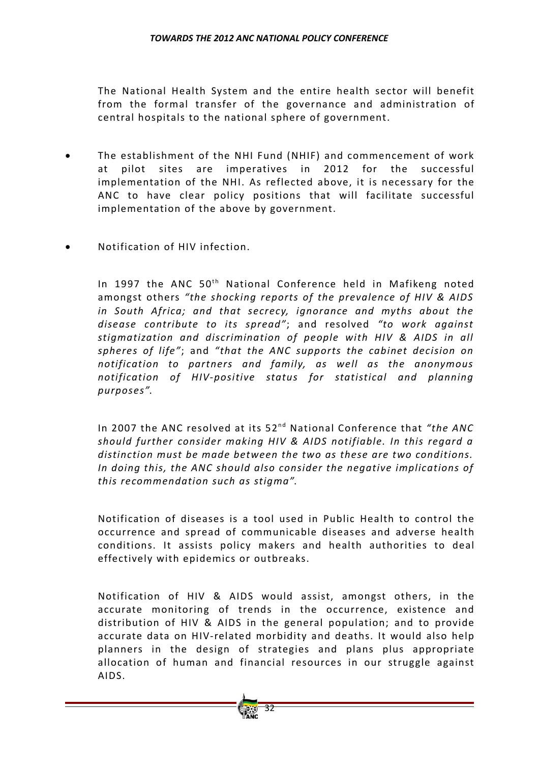The National Health System and the entire health sector will benefit from the formal transfer of the governance and administration of central hospitals to the national sphere of government.

- The establishment of the NHI Fund (NHIF) and commencement of work at pilot sites are imperatives in 2012 for the successful implementation of the NHI. As reflected above, it is necessary for the ANC to have clear policy positions that will facilitate successful implementation of the above by government.

- Notification of HIV infection.

  In 1997 the ANC 50th National Conference held in Mafikeng noted amongst others *"the shocking reports of the prevalence of HIV & AIDS in South Africa; and that secrecy, ignorance and myths about the disease contribute to its spread"*; and resolved *"to work against stigmatization and discrimination of people with HIV & AIDS in all spheres of life"*; and *"that the ANC supports the cabinet decision on notification to partners and family, as well as the anonymous notification of HIV-positive status for statistical and planning purposes"*.

  In 2007 the ANC resolved at its 52nd National Conference that *"the ANC should further consider making HIV & AIDS notifiable. In this regard a distinction must be made between the two as these are two conditions. In doing this, the ANC should also consider the negative implications of this recommendation such as stigma"*.

  Notification of diseases is a tool used in Public Health to control the occurrence and spread of communicable diseases and adverse health conditions. It assists policy makers and health authorities to deal effectively with epidemics or outbreaks.

  Notification of HIV & AIDS would assist, amongst others, in the accurate monitoring of trends in the occurrence, existence and distribution of HIV & AIDS in the general population; and to provide accurate data on HIV-related morbidity and deaths. It would also help planners in the design of strategies and plans plus appropriate allocation of human and financial resources in our struggle against AIDS.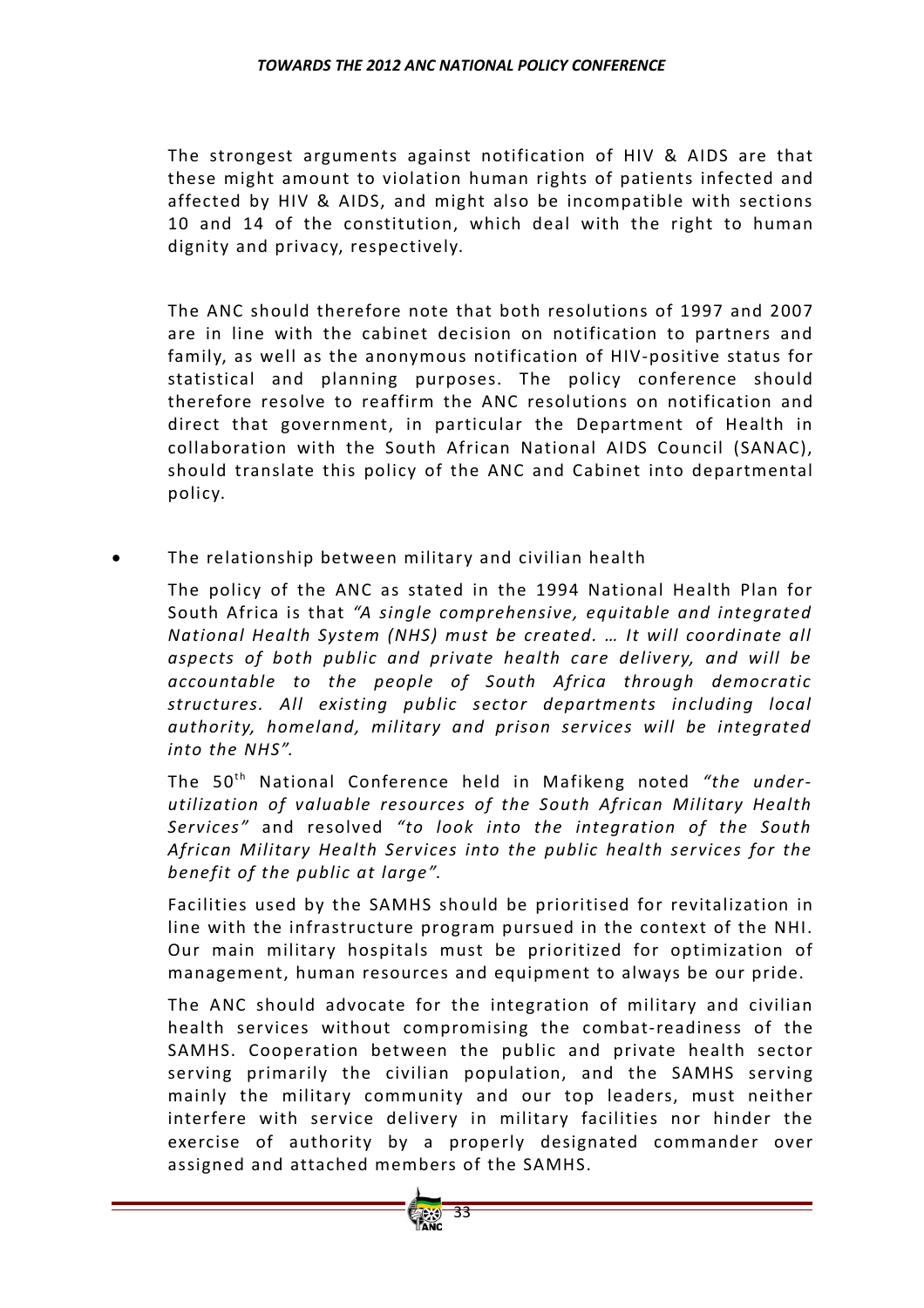The strongest arguments against notification of HIV & AIDS are that these might amount to violation human rights of patients infected and affected by HIV & AIDS, and might also be incompatible with sections 10 and 14 of the constitution, which deal with the right to human dignity and privacy, respectively.

The ANC should therefore note that both resolutions of 1997 and 2007 are in line with the cabinet decision on notification to partners and family, as well as the anonymous notification of HIV-positive status for statistical and planning purposes. The policy conference should therefore resolve to reaffirm the ANC resolutions on notification and direct that government, in particular the Department of Health in collaboration with the South African National AIDS Council (SANAC), should translate this policy of the ANC and Cabinet into departmental policy.

- The relationship between military and civilian health

  The policy of the ANC as stated in the 1994 National Health Plan for South Africa is that *"A single comprehensive, equitable and integrated National Health System (NHS) must be created. … It will coordinate all aspects of both public and private health care delivery, and will be accountable to the people of South Africa through democratic structures. All existing public sector departments including local authority, homeland, military and prison services will be integrated into the NHS".*

  The 50th National Conference held in Mafikeng noted *"the under-utilization of valuable resources of the South African Military Health Services"* and resolved *"to look into the integration of the South African Military Health Services into the public health services for the benefit of the public at large".*

  Facilities used by the SAMHS should be prioritised for revitalization in line with the infrastructure program pursued in the context of the NHI. Our main military hospitals must be prioritized for optimization of management, human resources and equipment to always be our pride.

  The ANC should advocate for the integration of military and civilian health services without compromising the combat-readiness of the SAMHS. Cooperation between the public and private health sector serving primarily the civilian population, and the SAMHS serving mainly the military community and our top leaders, must neither interfere with service delivery in military facilities nor hinder the exercise of authority by a properly designated commander over assigned and attached members of the SAMHS.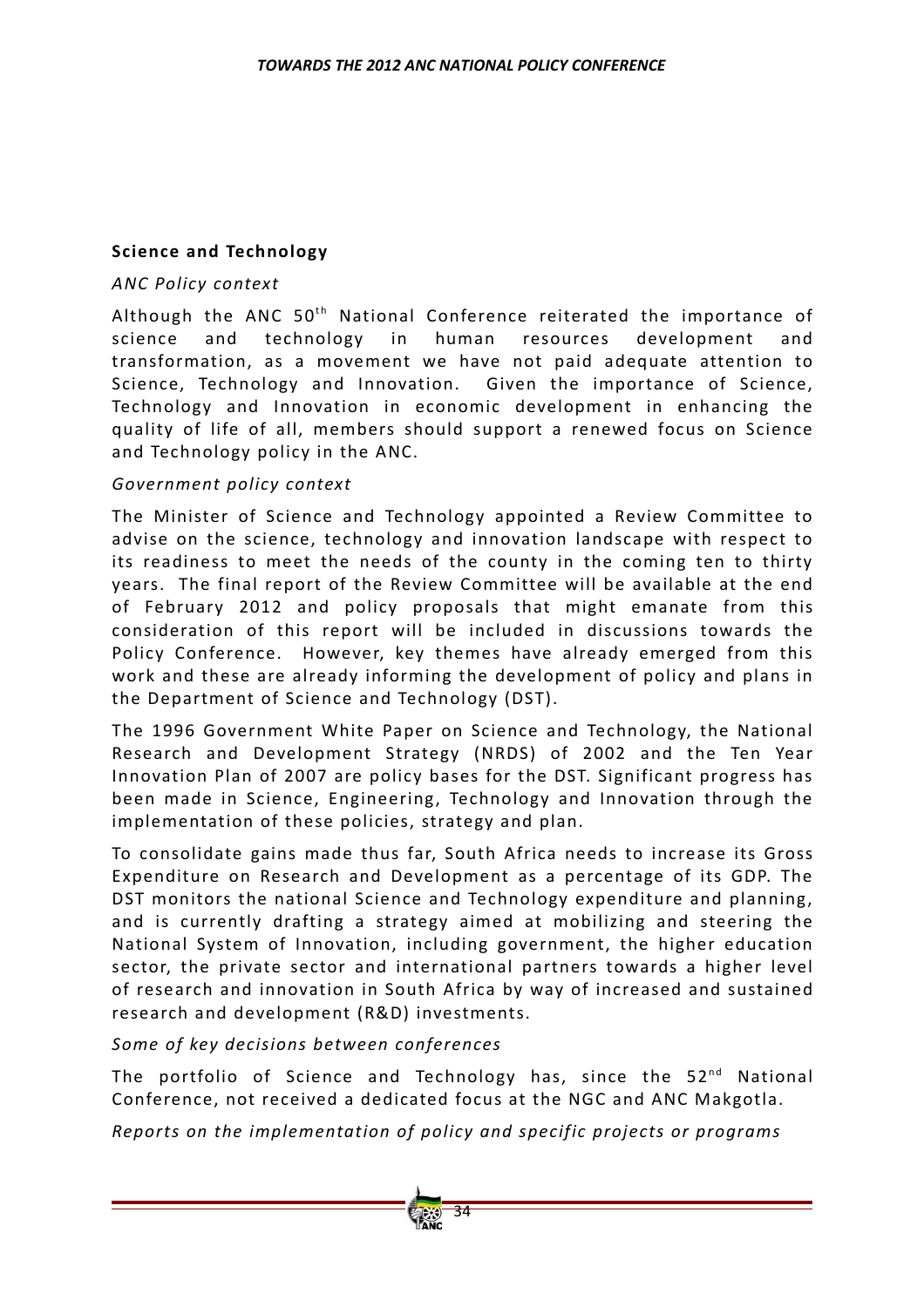## Science and Technology

*ANC Policy context*

Although the ANC 50th National Conference reiterated the importance of science and technology in human resources development and transformation, as a movement we have not paid adequate attention to Science, Technology and Innovation. Given the importance of Science, Technology and Innovation in economic development in enhancing the quality of life of all, members should support a renewed focus on Science and Technology policy in the ANC.

*Government policy context*

The Minister of Science and Technology appointed a Review Committee to advise on the science, technology and innovation landscape with respect to its readiness to meet the needs of the county in the coming ten to thirty years. The final report of the Review Committee will be available at the end of February 2012 and policy proposals that might emanate from this consideration of this report will be included in discussions towards the Policy Conference. However, key themes have already emerged from this work and these are already informing the development of policy and plans in the Department of Science and Technology (DST).

The 1996 Government White Paper on Science and Technology, the National Research and Development Strategy (NRDS) of 2002 and the Ten Year Innovation Plan of 2007 are policy bases for the DST. Significant progress has been made in Science, Engineering, Technology and Innovation through the implementation of these policies, strategy and plan.

To consolidate gains made thus far, South Africa needs to increase its Gross Expenditure on Research and Development as a percentage of its GDP. The DST monitors the national Science and Technology expenditure and planning, and is currently drafting a strategy aimed at mobilizing and steering the National System of Innovation, including government, the higher education sector, the private sector and international partners towards a higher level of research and innovation in South Africa by way of increased and sustained research and development (R&D) investments.

*Some of key decisions between conferences*

The portfolio of Science and Technology has, since the 52nd National Conference, not received a dedicated focus at the NGC and ANC Makgotla.

*Reports on the implementation of policy and specific projects or programs*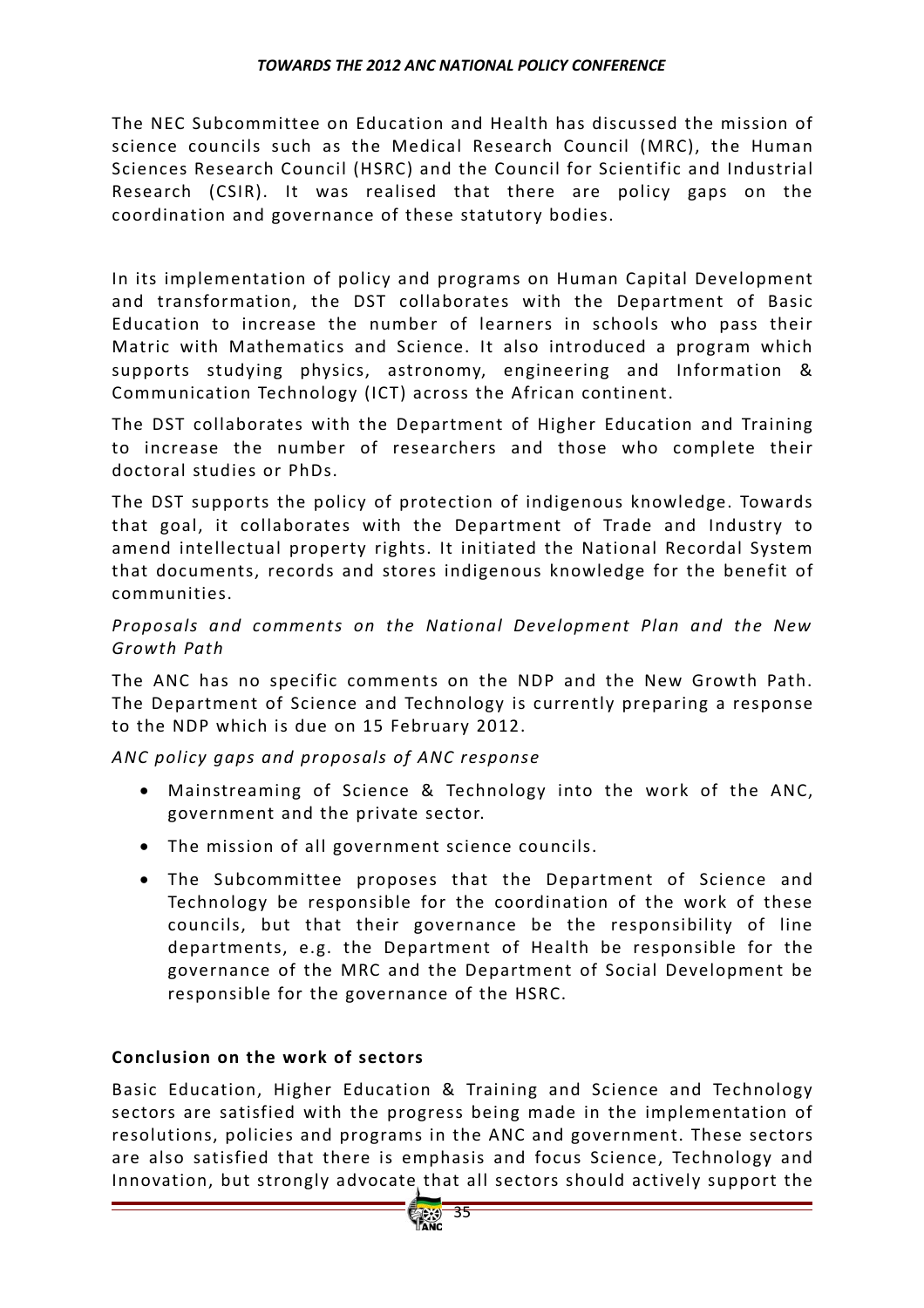The NEC Subcommittee on Education and Health has discussed the mission of science councils such as the Medical Research Council (MRC), the Human Sciences Research Council (HSRC) and the Council for Scientific and Industrial Research (CSIR). It was realised that there are policy gaps on the coordination and governance of these statutory bodies.

In its implementation of policy and programs on Human Capital Development and transformation, the DST collaborates with the Department of Basic Education to increase the number of learners in schools who pass their Matric with Mathematics and Science. It also introduced a program which supports studying physics, astronomy, engineering and Information & Communication Technology (ICT) across the African continent.

The DST collaborates with the Department of Higher Education and Training to increase the number of researchers and those who complete their doctoral studies or PhDs.

The DST supports the policy of protection of indigenous knowledge. Towards that goal, it collaborates with the Department of Trade and Industry to amend intellectual property rights. It initiated the National Recordal System that documents, records and stores indigenous knowledge for the benefit of communities.

*Proposals and comments on the National Development Plan and the New Growth Path*

The ANC has no specific comments on the NDP and the New Growth Path. The Department of Science and Technology is currently preparing a response to the NDP which is due on 15 February 2012.

*ANC policy gaps and proposals of ANC response*

- Mainstreaming of Science & Technology into the work of the ANC, government and the private sector.
- The mission of all government science councils.
- The Subcommittee proposes that the Department of Science and Technology be responsible for the coordination of the work of these councils, but that their governance be the responsibility of line departments, e.g. the Department of Health be responsible for the governance of the MRC and the Department of Social Development be responsible for the governance of the HSRC.

**Conclusion on the work of sectors**

Basic Education, Higher Education & Training and Science and Technology sectors are satisfied with the progress being made in the implementation of resolutions, policies and programs in the ANC and government. These sectors are also satisfied that there is emphasis and focus Science, Technology and Innovation, but strongly advocate that all sectors should actively support the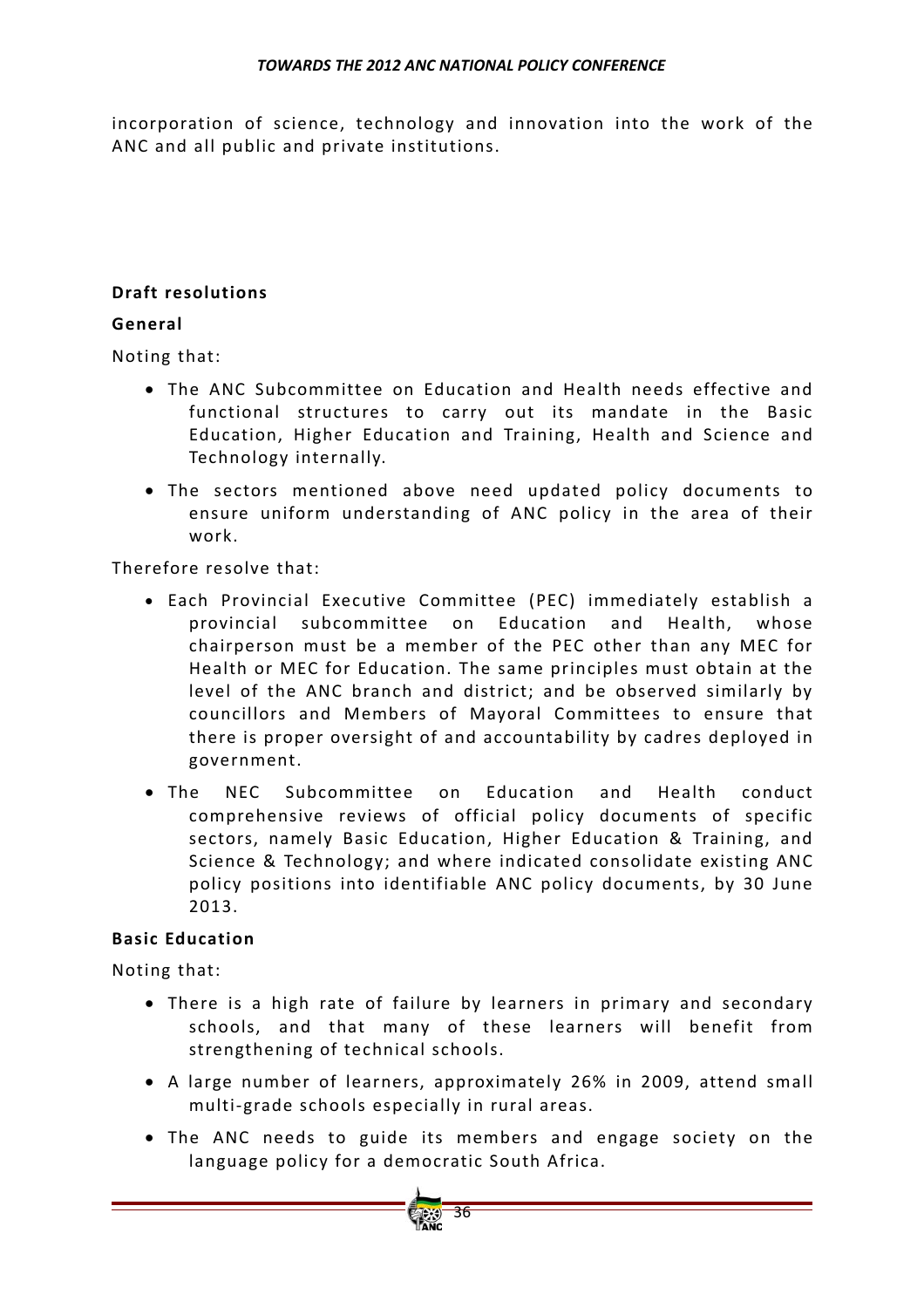incorporation of science, technology and innovation into the work of the ANC and all public and private institutions.

**Draft resolutions**

**General**

Noting that:

- The ANC Subcommittee on Education and Health needs effective and functional structures to carry out its mandate in the Basic Education, Higher Education and Training, Health and Science and Technology internally.
- The sectors mentioned above need updated policy documents to ensure uniform understanding of ANC policy in the area of their work.

Therefore resolve that:

- Each Provincial Executive Committee (PEC) immediately establish a provincial subcommittee on Education and Health, whose chairperson must be a member of the PEC other than any MEC for Health or MEC for Education. The same principles must obtain at the level of the ANC branch and district; and be observed similarly by councillors and Members of Mayoral Committees to ensure that there is proper oversight of and accountability by cadres deployed in government.
- The NEC Subcommittee on Education and Health conduct comprehensive reviews of official policy documents of specific sectors, namely Basic Education, Higher Education & Training, and Science & Technology; and where indicated consolidate existing ANC policy positions into identifiable ANC policy documents, by 30 June 2013.

**Basic Education**

Noting that:

- There is a high rate of failure by learners in primary and secondary schools, and that many of these learners will benefit from strengthening of technical schools.
- A large number of learners, approximately 26% in 2009, attend small multi-grade schools especially in rural areas.
- The ANC needs to guide its members and engage society on the language policy for a democratic South Africa.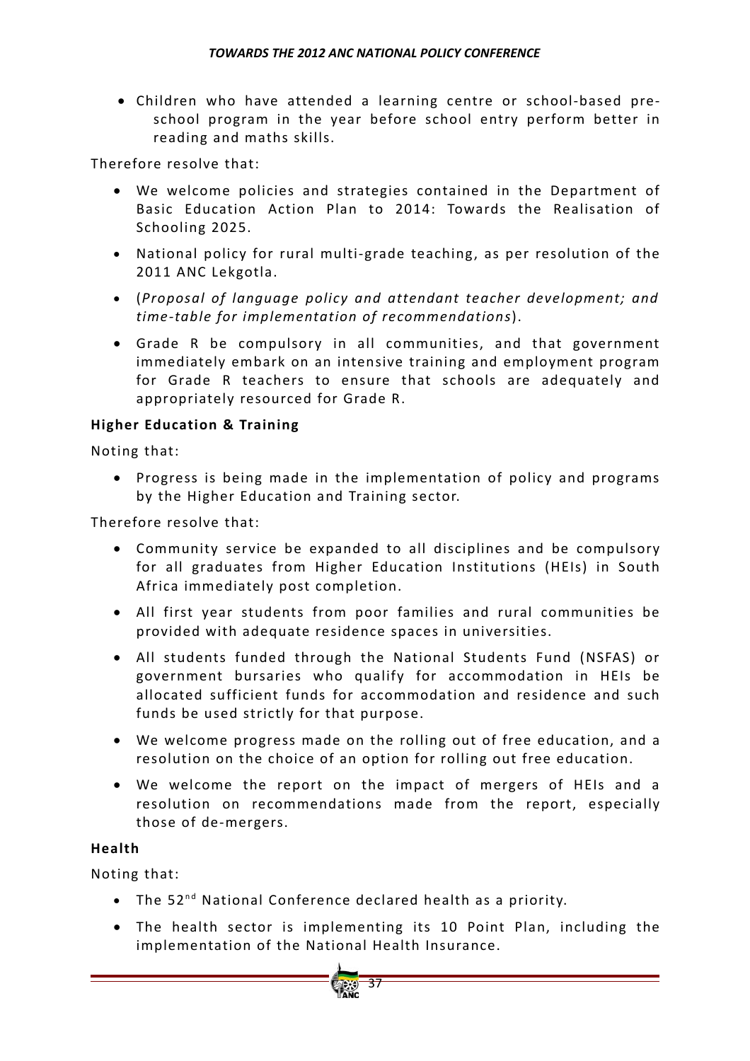- Children who have attended a learning centre or school-based pre-school program in the year before school entry perform better in reading and maths skills.

Therefore resolve that:

- We welcome policies and strategies contained in the Department of Basic Education Action Plan to 2014: Towards the Realisation of Schooling 2025.
- National policy for rural multi-grade teaching, as per resolution of the 2011 ANC Lekgotla.
- (*Proposal of language policy and attendant teacher development; and time-table for implementation of recommendations*).
- Grade R be compulsory in all communities, and that government immediately embark on an intensive training and employment program for Grade R teachers to ensure that schools are adequately and appropriately resourced for Grade R.

**Higher Education & Training**

Noting that:

- Progress is being made in the implementation of policy and programs by the Higher Education and Training sector.

Therefore resolve that:

- Community service be expanded to all disciplines and be compulsory for all graduates from Higher Education Institutions (HEIs) in South Africa immediately post completion.
- All first year students from poor families and rural communities be provided with adequate residence spaces in universities.
- All students funded through the National Students Fund (NSFAS) or government bursaries who qualify for accommodation in HEIs be allocated sufficient funds for accommodation and residence and such funds be used strictly for that purpose.
- We welcome progress made on the rolling out of free education, and a resolution on the choice of an option for rolling out free education.
- We welcome the report on the impact of mergers of HEIs and a resolution on recommendations made from the report, especially those of de-mergers.

**Health**

Noting that:

- The 52nd National Conference declared health as a priority.
- The health sector is implementing its 10 Point Plan, including the implementation of the National Health Insurance.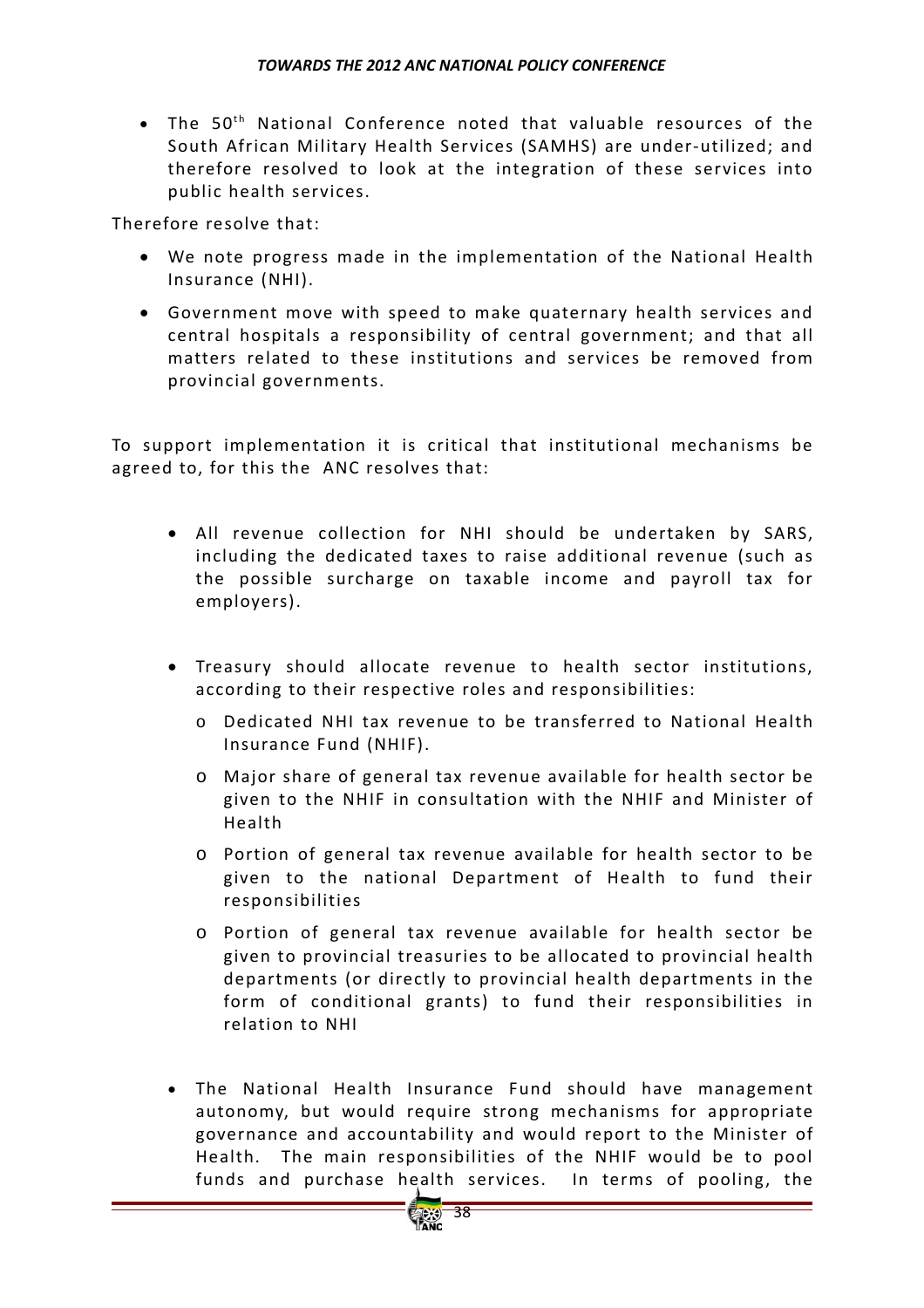- The 50th National Conference noted that valuable resources of the South African Military Health Services (SAMHS) are under-utilized; and therefore resolved to look at the integration of these services into public health services.

Therefore resolve that:

- We note progress made in the implementation of the National Health Insurance (NHI).
- Government move with speed to make quaternary health services and central hospitals a responsibility of central government; and that all matters related to these institutions and services be removed from provincial governments.

To support implementation it is critical that institutional mechanisms be agreed to, for this the ANC resolves that:

- All revenue collection for NHI should be undertaken by SARS, including the dedicated taxes to raise additional revenue (such as the possible surcharge on taxable income and payroll tax for employers).
- Treasury should allocate revenue to health sector institutions, according to their respective roles and responsibilities:
  - Dedicated NHI tax revenue to be transferred to National Health Insurance Fund (NHIF).
  - Major share of general tax revenue available for health sector be given to the NHIF in consultation with the NHIF and Minister of Health
  - Portion of general tax revenue available for health sector to be given to the national Department of Health to fund their responsibilities
  - Portion of general tax revenue available for health sector be given to provincial treasuries to be allocated to provincial health departments (or directly to provincial health departments in the form of conditional grants) to fund their responsibilities in relation to NHI
- The National Health Insurance Fund should have management autonomy, but would require strong mechanisms for appropriate governance and accountability and would report to the Minister of Health. The main responsibilities of the NHIF would be to pool funds and purchase health services. In terms of pooling, the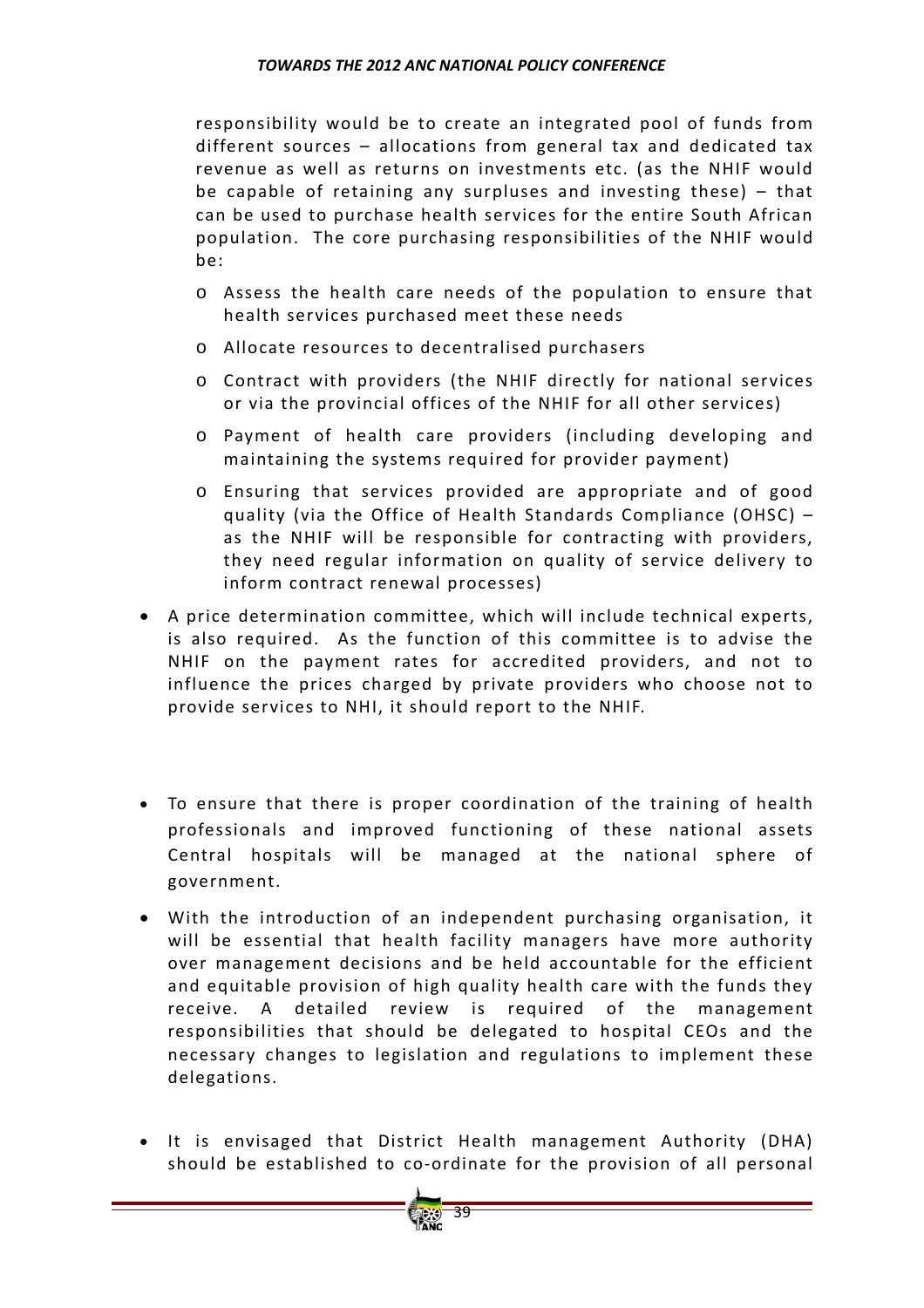responsibility would be to create an integrated pool of funds from different sources – allocations from general tax and dedicated tax revenue as well as returns on investments etc. (as the NHIF would be capable of retaining any surpluses and investing these) – that can be used to purchase health services for the entire South African population. The core purchasing responsibilities of the NHIF would be:

  - Assess the health care needs of the population to ensure that health services purchased meet these needs
  - Allocate resources to decentralised purchasers
  - Contract with providers (the NHIF directly for national services or via the provincial offices of the NHIF for all other services)
  - Payment of health care providers (including developing and maintaining the systems required for provider payment)
  - Ensuring that services provided are appropriate and of good quality (via the Office of Health Standards Compliance (OHSC) – as the NHIF will be responsible for contracting with providers, they need regular information on quality of service delivery to inform contract renewal processes)

- A price determination committee, which will include technical experts, is also required. As the function of this committee is to advise the NHIF on the payment rates for accredited providers, and not to influence the prices charged by private providers who choose not to provide services to NHI, it should report to the NHIF.

- To ensure that there is proper coordination of the training of health professionals and improved functioning of these national assets Central hospitals will be managed at the national sphere of government.

- With the introduction of an independent purchasing organisation, it will be essential that health facility managers have more authority over management decisions and be held accountable for the efficient and equitable provision of high quality health care with the funds they receive. A detailed review is required of the management responsibilities that should be delegated to hospital CEOs and the necessary changes to legislation and regulations to implement these delegations.

- It is envisaged that District Health management Authority (DHA) should be established to co-ordinate for the provision of all personal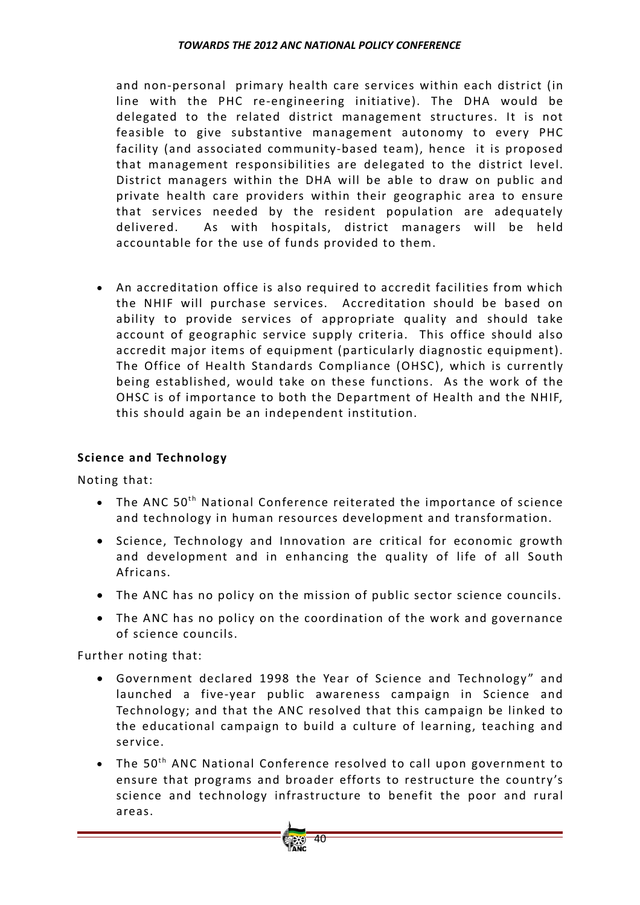and non-personal primary health care services within each district (in line with the PHC re-engineering initiative). The DHA would be delegated to the related district management structures. It is not feasible to give substantive management autonomy to every PHC facility (and associated community-based team), hence it is proposed that management responsibilities are delegated to the district level. District managers within the DHA will be able to draw on public and private health care providers within their geographic area to ensure that services needed by the resident population are adequately delivered. As with hospitals, district managers will be held accountable for the use of funds provided to them.

- An accreditation office is also required to accredit facilities from which the NHIF will purchase services. Accreditation should be based on ability to provide services of appropriate quality and should take account of geographic service supply criteria. This office should also accredit major items of equipment (particularly diagnostic equipment). The Office of Health Standards Compliance (OHSC), which is currently being established, would take on these functions. As the work of the OHSC is of importance to both the Department of Health and the NHIF, this should again be an independent institution.

**Science and Technology**

Noting that:

- The ANC 50th National Conference reiterated the importance of science and technology in human resources development and transformation.
- Science, Technology and Innovation are critical for economic growth and development and in enhancing the quality of life of all South Africans.
- The ANC has no policy on the mission of public sector science councils.
- The ANC has no policy on the coordination of the work and governance of science councils.

Further noting that:

- Government declared 1998 the Year of Science and Technology" and launched a five-year public awareness campaign in Science and Technology; and that the ANC resolved that this campaign be linked to the educational campaign to build a culture of learning, teaching and service.
- The 50th ANC National Conference resolved to call upon government to ensure that programs and broader efforts to restructure the country's science and technology infrastructure to benefit the poor and rural areas.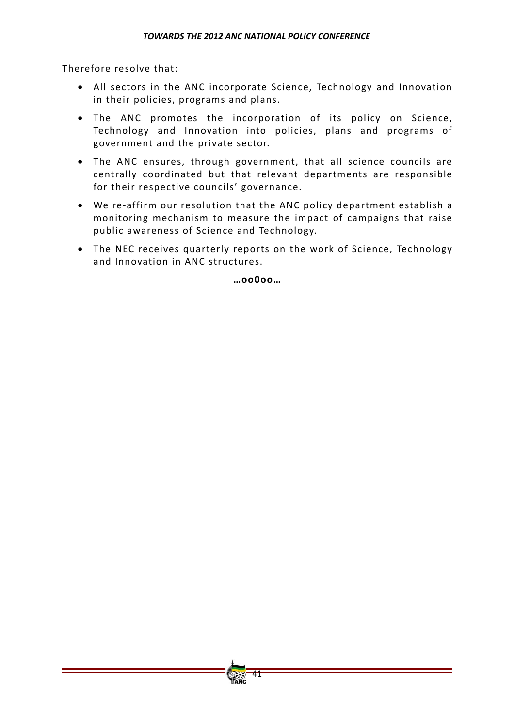Therefore resolve that:

- All sectors in the ANC incorporate Science, Technology and Innovation in their policies, programs and plans.
- The ANC promotes the incorporation of its policy on Science, Technology and Innovation into policies, plans and programs of government and the private sector.
- The ANC ensures, through government, that all science councils are centrally coordinated but that relevant departments are responsible for their respective councils' governance.
- We re-affirm our resolution that the ANC policy department establish a monitoring mechanism to measure the impact of campaigns that raise public awareness of Science and Technology.
- The NEC receives quarterly reports on the work of Science, Technology and Innovation in ANC structures.

**…oo0oo…**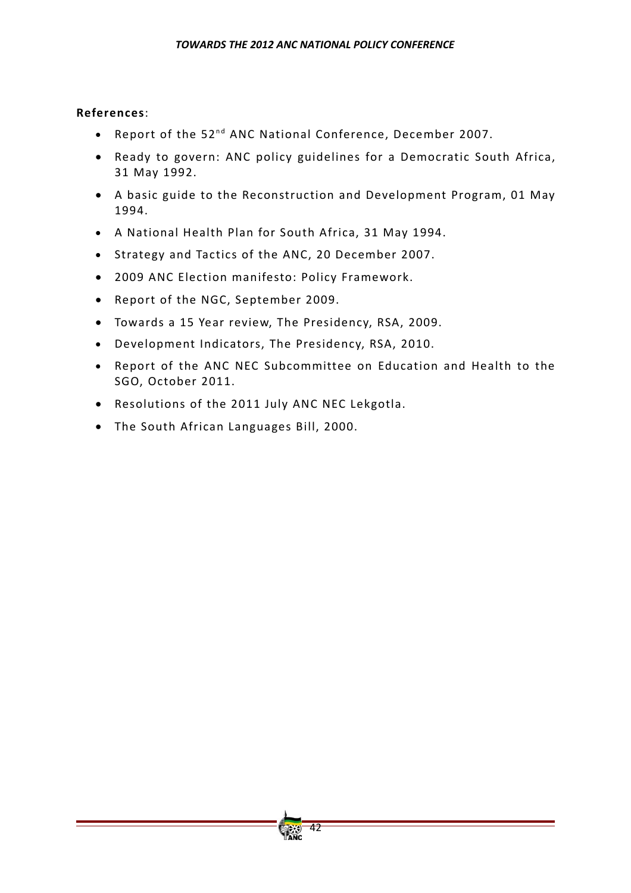**References**:

- Report of the 52nd ANC National Conference, December 2007.
- Ready to govern: ANC policy guidelines for a Democratic South Africa, 31 May 1992.
- A basic guide to the Reconstruction and Development Program, 01 May 1994.
- A National Health Plan for South Africa, 31 May 1994.
- Strategy and Tactics of the ANC, 20 December 2007.
- 2009 ANC Election manifesto: Policy Framework.
- Report of the NGC, September 2009.
- Towards a 15 Year review, The Presidency, RSA, 2009.
- Development Indicators, The Presidency, RSA, 2010.
- Report of the ANC NEC Subcommittee on Education and Health to the SGO, October 2011.
- Resolutions of the 2011 July ANC NEC Lekgotla.
- The South African Languages Bill, 2000.